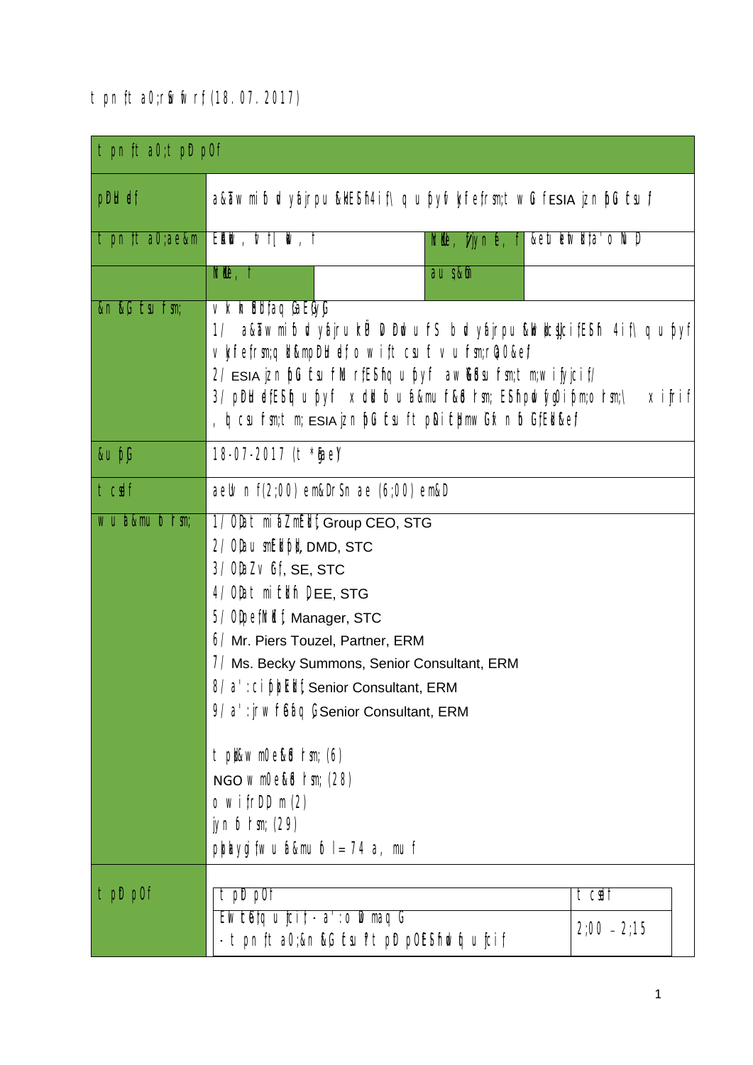t pn ft a0;rSv fvrf (18. 07. 2017)

| t pn ft a0;t pD p0f | | | |
|---|---|---|---|
| pDH ef | a&Ťw mi b d yáj rpu &kEShf 4if\ q u pyf yf e fr sm;t w G f ESIA jzn fpG Etsu f | | |
| t pn ft a0;ae&m | EkN , v f [ W , f | Nk , yjyn e , f | &et eNv kfa' o N D |
| | Nk , f | au s&G m | |
| &n &G Etsu f sm; | v k n fEGfaq G;EG;G<br>1/ a&Ťw mi b d yáj ru kÜ D Dw u f S b d yáj rpu &kW kc; jci fESh 4if\ q u pyf yf e fr sm;q kd &mpD H ef o wi f t csu f v u fsm;r Q0&ef<br>2/ ESIA jzn fpG Etsu f N r fESh q u pyf aw G&Su fsm;t m;wi fyj cif/<br>3/ pD H efESh q u pyf x dd b u f&mu f&d f sm; EShpdu fyQi fpm;o f sm;\ x i fjr i f , bj csu fsm;t m; ESIA jzn fpG Etsu ft pDi fc bmw Gf x n fb G;E Wf&ef | | | |
| &u pG | 18-07-2017 (t * bg e) | | |
| t csd f | aeU n f (2;00) em&Dr Sn ae (6;00) em&D | | |
| w u a&mu b f sm; | 1/ ODa t mi a ZmEiNf, Group CEO, STG<br>2/ ODa u smEi fpN, DMD, STC<br>3/ ODa Zv Gf, SE, STC<br>4/ ODa t mi tk fi D EE, STG<br>5/ ODpe fN f, Manager, STC<br>6/ Mr. Piers Touzel, Partner, ERM<br>7/ Ms. Becky Summons, Senior Consultant, ERM<br>8/ a' : ci fpjpEi f, Senior Consultant, ERM<br>9/ a' : jr w f Ga q G, Senior Consultant, ERM<br><br>t pk &w m0e & d f sm; (6)<br>NGO w m0e & d f sm; (28)<br>o w i f r DD m (2)<br>jyn b f sm; (29)<br>pp kygi fw u a&mu b l = 74 a, mu f | | |
| t pD p0f | t pD p0f | t csd f | |
| | Ew fcG ef q u fci f - a' : o D maq G<br>- t pn ft a0;&n &G Etsu f t pD p0 EShiNw fq u fci f | 2;00 - 2;15 | |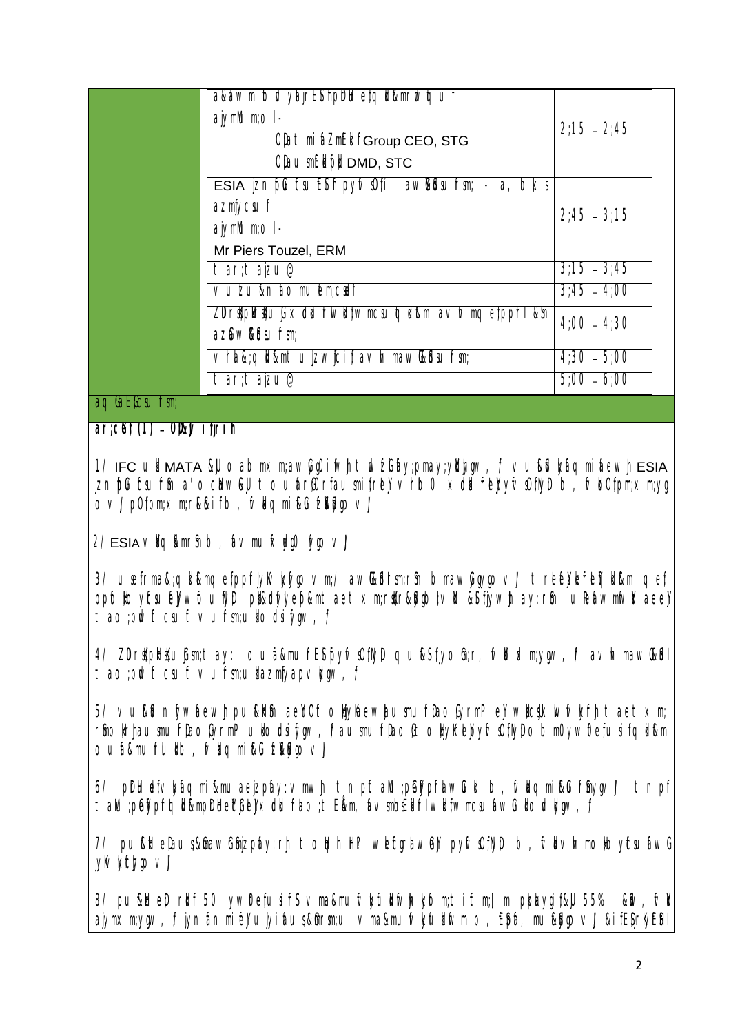| | | |
|---|---|---|
| | a&aw mi b d yajrESh pDH etq k&mrdk q uf<br>ajymNm;ol -<br>ODat mi áZmEkf Group CEO, STG<br>ODau smEkfpk DMD, STC | 2;15 - 2;45 |
| | ESIA jzn bGuf tsu ESh pyfvsOfí aw&Gsu fsm; - a, b k s<br>azmfjycsu f<br>ajymNm;ol -<br>Mr Piers Touzel, ERM | 2;45 - 3;15 |
| | t ar;t ajzu @ | 3;15 - 3;45 |
| | v ubu &n ao mu em;csdef | 3;45 - 4;00 |
| | ZDr kpkf tu Gx dkf f wkf w mcsu q kf&m av h mq efppf l &Sm azG w &Gsu fsm; | 4;00 - 4;30 |
| | v rh&;q kf&mt u jzw fcif av h maw G&Gsu fsm; | 4;30 - 5;00 |
| | t ar;t ajzu @ | 5;00 - 6;00 |

aq G;EG;csu fsm;

**ar;cGef;(1) - ODkdy ifjrifh**

1/ IFC u kf MATA &Jo ab mx m;aw GgOifwh t wGufEGuf ay;pmay;ykdhygw, f v u&Sd kyfiq mif aewh ESIA jzn bGuf tsu fSm a'o cHw G&Jt o uf arG0rf au smifrEJy v rh 0 x dkuf ESyf vsOfNyD b, f vkjyOfpm;x m;yg o v J pOfpm;x m;r&Sifb, f vkdkq mi&Gu fzkdk&Sgyg v J

2/ ESIA vkdkq dkmrSm b, f av mu f xdkOifygv J

3/ u efrma&;q kf&mq efppf jykV kfjyg v m;/ aw G&Srm;rSm b maw Gygv J t rEJy kfEkf ESyf kf&m q ef ppf kfo ytsu Ew f u fNyD pk&dyf yEJ&mt aet x m;rSmr&Sgyg lv kf &Sfjyw h ay:rSm u Re&w mf vkf aeyf t ao ;pdw f csu f v u fsm;u kfo ds ifygw, f

4/ ZDr kpkf tu Gsm;t ay: ou f&mu fESpfyfvsOfNyD q u&Sfjyo Gr;r, f vkf dm;ygw, f av h maw G&S t ao ;pdw f csu f v u fsm;u kfazmfjyapv kfygw, f

5/ v u&Sf n fyw f aewh pu&Hm aeyf Of o kdykf aewh u smu f Dao G;rmP eyf w kf csk kf vf kf h t aet x m; rSm okf h u smu f Dao G;rmP u kfo ds ifygw, f au smu f Dao G;t o kfyK Eyf vsOfNyD o b m0yw f Dfu sifq kf&m o u f&mu fu kfb, f vkdkq mi&Gu fzkdk&Sgyg v J

6/ pDH ef vkfq mi&mu aejzpf ay:v mwh t n pf t aN;p&SpfawG kf b, f vkdkq mi&Gu f nygv J t n pf t aN;p&Spf q kf&mpDH ef tSyx dkf f ab ;t E&m, f av smb Ekf f wkf w mcsu f aw G kfo dkygw, f

7/ pu&H eDau s;&Gaw G&Gpf ay:rh t o kh H? wkf tD g aw Gey pyfvsOfNyD b, f vkf v h mo kfo ytsu f aw G jyK v kyfygv J

8/ pu&H eD rkf f 50 yw Df u sifS v ma&mu fv kyfukf f wh kf m;t if m;[ m pkp kyg f &J 55% &Sm, f vkf ajymx m;ygw, f jyn f m mi Ey u lyi f au s&Grm;u v ma&mu fv kyfukf f w m b, Ep f, mu &Sgyg v J &if ESrkyESf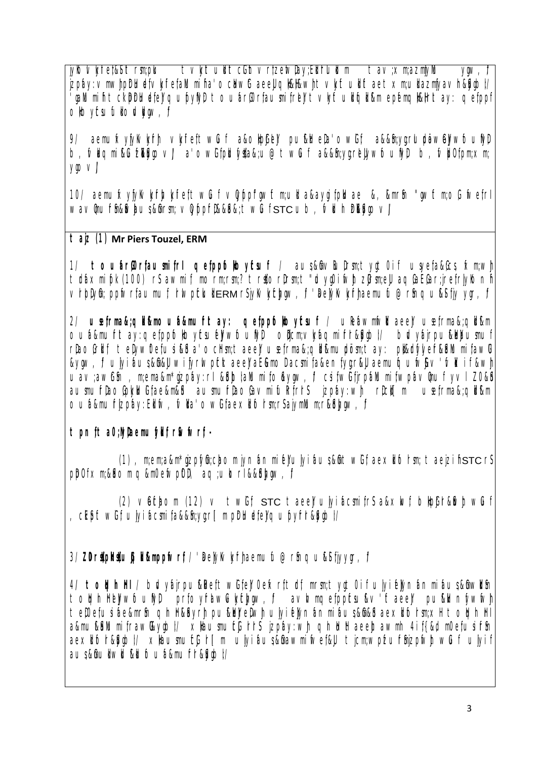jyKo v kyfet&Sf rsm;pku  tv kyt udk t cGifh vrf;zefwD;ay;Ekdifudm  t av ;xm;azmfjyM  ygw , f
jzpfay:v mwJhpDyGm;a&;vkyfief;rsm;aMumifh a'oc&JG aeJUvufvDtHEkdifhv kyfudkifaet xm;ukdazmfjyavh&Sdygw , f/
'gaMumifh t ckpDyGm;a&;vkyfief;aumif;vmjyD t ouf&Dtr;faus mif;rsm;t vkyf udkifEkdif&m epf;emEkdifrSm t ay: qef;ppf
ok b y;Esu f;udk ouP;ygw , f

9/ aemuf xyfjyK v kyf&J h vkyfief;t wG f a&okd bE;bGJpD pu&Hef;a'o wG f a&&Sm;ygrI udkwD;&ef ygwfrSufjyD
b, f v kd rm;&Gif tvkyfv J a'owGf pGrf;wD;ta&;u @ t wG f a&&Sm;ygrI udk; ygwfrSufjyD b, fv kdO f pm;xm;
ygov J

10/ aemuf xyfjyK v kyf&J h vkyfief;t wG f v Qyfppf ogw f m;udk a&aygif;pkdae &, &mrSm "ogw f m;o G ;vef;rI
wav Qmuf&m&Sd vm;aus;&Gmrsm;v QyfppfD&ifa&;t wG f STC u b , f v kd hpDpOfygov J

**t ajz (1) Mr Piers Touzel, ERM**

1/ **t ou f ar&Orf aus mif;rI qef;ppfokb y;Esuf** / aus;&Gmv l ;D rsm;t ygt 0if u syefa&Gcs; f xm;w h
tcdkifx mif;pk (100) rSaw mif; mo rm;rsm;? t rsdK;o rD rsm;t "dyg0if wJ h zGJ rsm;eJU aq G;aG ;r;ja f rIyko nf
v rf ;pD;ygrf ;ppf v rf aus mu f rIwpf ck ERM rSjyKv kyf jyD; ygw , f/ 'D aejyKv kyf j ;aemuf u @ rSm qu f&Sd jyygr, f

2/ **u sef;rma&;qkd i f&m ou f &mu f t ay: qef;ppfokb y;Esuf** / u Re fawmf ;v kdS aeeJ U u sef;rma&;qkd if&m
ou f&mu f t ay:qef;ppfokb y;Esuf jyD; ygw f jyD  oD;cm;v kyf aq mif;r I &Sdygw/ b u d yaf;rpu&Hef; usmuf
rDao G ;rkd f t e D ;wD ef usi f&Sd a'o cHsm;t aeeJ U u sef;rma&;qkd if&m pkd;rm;t ay: pk&dcf;yef&SdM mif;awG
&ygw , f u yi f aus;&Gm&U wifyrIwpf;ck aeeJ U aE&mo Dacsmif;a&en fygr&U aemu f u f;v Sv 'fv kif&wh
u av ;awGf m , m;ema&m*gzpf;ay:rI &Sdyg; aMumifo & ygw , f cs if;w Gif r jpf aMumif w pfav Qmuf yvI Z0&Sd
aus mu f Dao G ; yk d Gf ae&m&Sd aus mu f Dao G av mif u Rf rf rS jzpfay:w J h rD ck d m u sef;rma&;qkd if&m
ou f &mu f jzpfay:Ekdif; v kd a'o wG f aex kdi f rsm;r S ajymMum;r&Sdygw , f

**t pn f t a0;ygD aemu f ykd f rS v rf;-**

(1), m;em;a&m*gzpf;cJ ao mjyn f mif v u yi f aus;&Gm t wG f aex kdi f rsm; t aeJ zifh STC rS
pDpOfx m;&Sd o mq &m0ef pDD aq ;u b rI &Sdygw , f

(2) v Ef;ao m (12) v  t wGf STC taeeJ U u yi f csmif;rS a&x Jwf b kd pfG r I &Sdy w G f
, ck&S f t wGf u yi f csmif a&&Sm;ygr[ m pDyGm;a&;qu pfyf r I &Sdygw/

3/ **ZD ;rSdpk&Sifu f jyGif&mppf v rf** / 'D aejyKv kyf j ;aemuf u @ rSm qu f&Sd jyygr, f

4/ **t okH h hI** / b u d yaf;rpu&Hef t wG f ae0ef rf t cd f mrsm;t ygt 0if u yi f ae jyn f mif aus;&Gm wkd S
t okH h hIu wf rSm jyD prf oyf aw G ky jyD; ygw , f  av b m qefppfcsu f&v 'f aeeJ pu&Hef yn f ;wf yh
t eD ef u si f ae&mrSm q h H&Sdyr pu&Hef ;wJ h u yi f ae jyn f mif aus;&G m&S aex kdi f rsm;x H t okH h hI
a&mu f&SdM mif aw Gbygw/ x kd aus mu f G r I rS jzpfay:wJ h q h H aeygawmh 4 if{&d m0ef usi f rSm
aex kdi f r I &Sdygw/ x kd aus mu f G r [ m u yi f aus;&Gm aw mif ;v ef&U t jcm;wpfzu f jzpf;wJ h wG f u yi f
aus;&Gm u wkd &Sd v u f&mu f r I &Sdygw/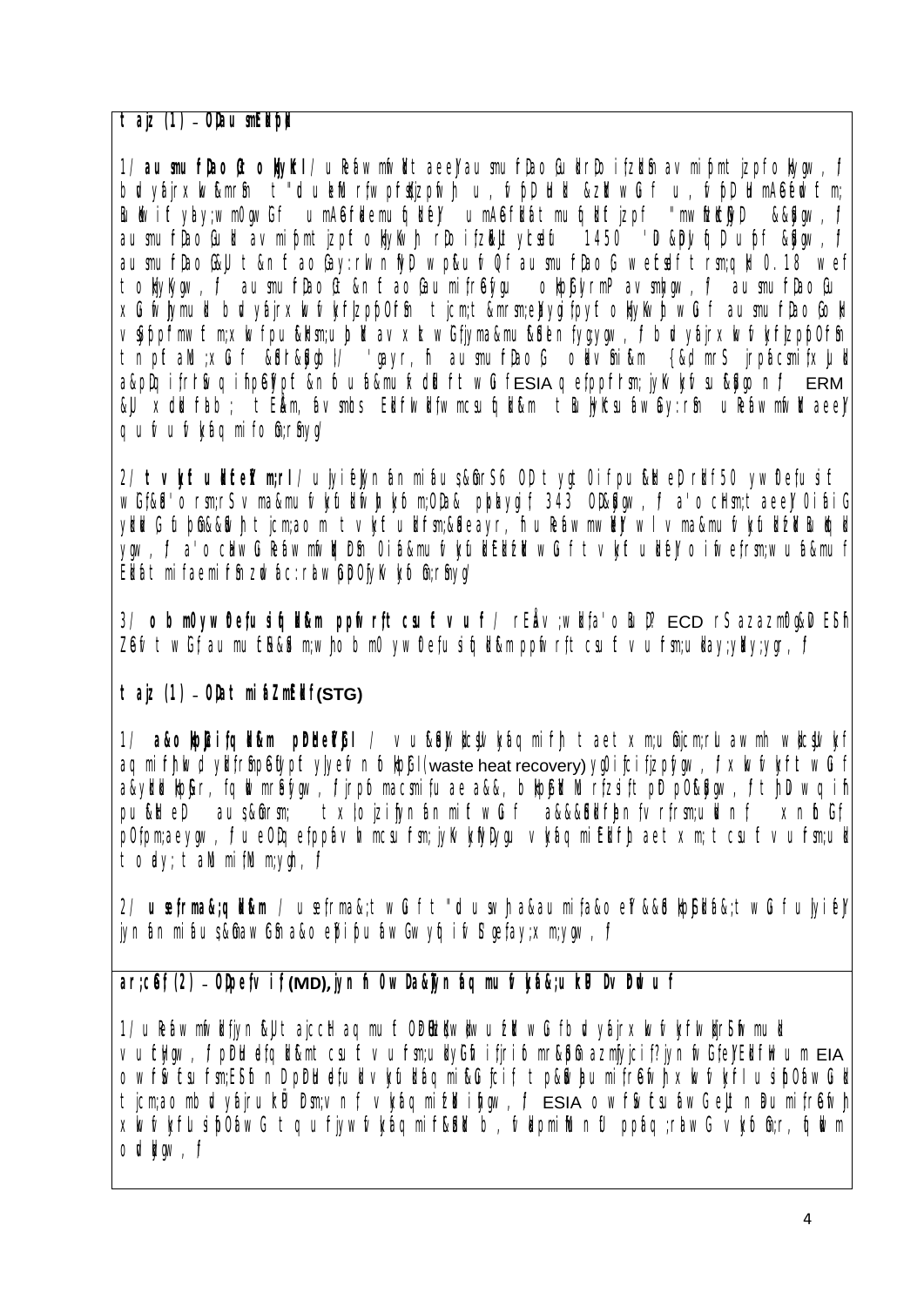taiz (1) - OD;au smEkdkpf

1/ **ausmufrD;ao;Gt oHk;cscsI** / uRef;awmfwdkYtaeESifY ausmufrD;ao;GukdrD;o ifzkd;rSm av mifpmtjzpfoHk;ygw,f bdvyfajrxkwf&mrSm t"du ukefMurf;wpfrsdK;jzpfwJh u,fpD;Ndkuf&zkdwfukd u,fpD;umAGef;vkdufwm; Bu;wkif ylay;wm0gw,fG umAGef;ukdemufq;kdufESifY umAGef;kdwfat mufqkd;tjzpf "mwkfrD;bkdpf &&Sdygw,f ausmufrD;ao;GukdrD av mifpmtjzpf oHk;Mu;J rD;o ifzkd;ukd ylcsdefu 1450 'D*&DpifwD*Dupf &Sdygw,f ausmufrD;ao;G&Ij t&nfao;G;ay;rIwnfNyD wpf&ufvQif ausmufrD;ao;G wefcsdef trsm;qHk; 0.18 wef toHk;Kygw,f ausmufrD;ao;Gt&nfao;Gaumif;rGefygu oHkpGJrIyrmP avsmhygw,f ausmufrD;ao;Gu xGufvmwJh rmukd bdvyfajrxkwfvkyfief;pOfrSm tjcm;t&mrsm;eJYygifpyfwJ oHk;Mu;Jh wG;f ausmufrD;ao;GoHk vSyfpfmwfm;xkwfpu&Hk;ukdaxmufyHhay;avhxk;wGuf;yma&mufaMumif;yg;ygw,f bdvyfajrxkwfvkyfief;pOfrSm tnpfaMu;xGuf &SdIf&Sdygol/ 'gayr,fh ausmufrD;ao;G oSdvSmifh&m {&&d;rmS jrpfacsmifxJukd a&pD;qif;rI&Sdq ifapFyfpfa&nfu&a&mufcdkfrtwGuf ESIA qefpfrsm;jyKvkyfu&&Sdygonf ERM &Ijxdefcsdefab; tEå&m,f;vsmbs EkdfwkdfwmcsufqkdfIf&m tbuHjyKcsuf;awGay;rSm uReftawmfwdkYtaeESifY qufvufvkyfaqmifoG;rSmyg/

2/ **tvkyf ukdufcEÅm;rI** / uvkyifESifYjynfnmifaus&mrS6 OD;tygt 0ifpu&kd;eD;rdkf50 ywfOefusif wGf&d'orsm;rSvma&mufvkyfukdifwJh vkyfom;OD;a& pkpkaygif; 343 OD;&Sdygw,f a'ocHrsm;taeESifY 0ifaiG ykdkdkdufoif&ifphhhhhhtjcm;aom tvkyf ukdifrsm;&Seayr, fhuReftawmfwkd wlvma&mufvkyfukdifzkd Bu;wku ygw,f a'ocHwG uReftawmfwkd Drf 0ifa&mufvkyfukdifEkdif zkdwGuf tvkyfukdif;Yoifwefrsm;wufa&muf Ekdfat mifaemifrSmzGifacs:rb;awGpkpOfjyKvkyfoG;rSmyg/

3/ **obm0ywf0ef;usifqkd;I&m ppfwrf;t csuf tvuf** / rEÅv;wkdifa'oBu; ECD rSazazm0g&D ESh Zefvtwg;f auu mu tkdkf&m;wh ob m0ywf0ef;usifqkdif&m ppfwrf;tcsuftvufrsm;ukdxkday;ykdyygw,f

taiz (1) - OD;at mifaZmfEkdif (STG)

1/ **a&oHkpGJ ifqkdif&m pDrHcefYcGJI** / vu&&SdvkdcsufvkyfaqmifrIh taetxm;uoGcm;rIuawmh wkdcsufvkyf aqmifrIh wd ykdifrSmpGefYyf ylyevfnf oHkpGJ I (waste heat recovery) yg0ifcifjzpfygw,f xkwfvkyftwGuf a&ykdukd oHkpG,fr, fqkdumrSdygw,f jrpfmacsmifuae a&&, bHoHkpGk f rf zsifpD pD p0&Sdygw,f thD wqif pu&kd;eD aus&mrsm; tx lojzifjynfnmifwGuf a&&&Ekdif jeJ fvrf rsm;ukdnf xnfoG,f pOfpm;aeygw, f ueODq efppfav h mcsufrsm;jyKvkyfNyDygu vkyfaqmifEkdifh aetxm; tcsuftvufrsm;ukd todk y; taM mif;M m;ygh

2/ **usefrma&;qkdif&m** / usefrma&;twGuf "duswJh a&aumifa&oeY&&SdoHkpG J&kdi a&;twGuf ulvyifESifY jynfnmifaus&mawG rSm a&oeYpifpu;awGwyfqifvSugefay;xm;ygw, f

ar;cGef; (2) - OD;pef;vif (MD), jynfh Owfa&Tjynfaqmufvkyfa&;ukrÜPD vDrdwuf

1/ uReftawmfwkdjynf&Ij tajccHaqmuf tODCkdwkwkwufzkdwGufbdvyfajrxkwfvkyfkdjrSifmukd vufcHygw,f pDrHudefqkd&mt csufuvufrsm;ukdyGifip ifjrifmr&Spfmazmfjycif?jynfvGfefYEkdfwum EIA owfrSwfcsufrsm;EShnD pDrHudefukdvkyfukdaqmif&Gfcif tp&Sdpfa umifrGefvJh xkwfvkyfuisfpOfawGkd tjcm;aombdvyfajrukrÜPDrsm;vnf vkyfaqmifzkdifygw, ESIA owfrSwfcsufawG eJtnDumifrGefvJh xkwfvkyfuisfpOfawG tqufjywfvkyfaqmif&kd b, fvkdpmifM nf ppfaq;ra;wG vkyfoG;r, fqkdkm odkdygw,f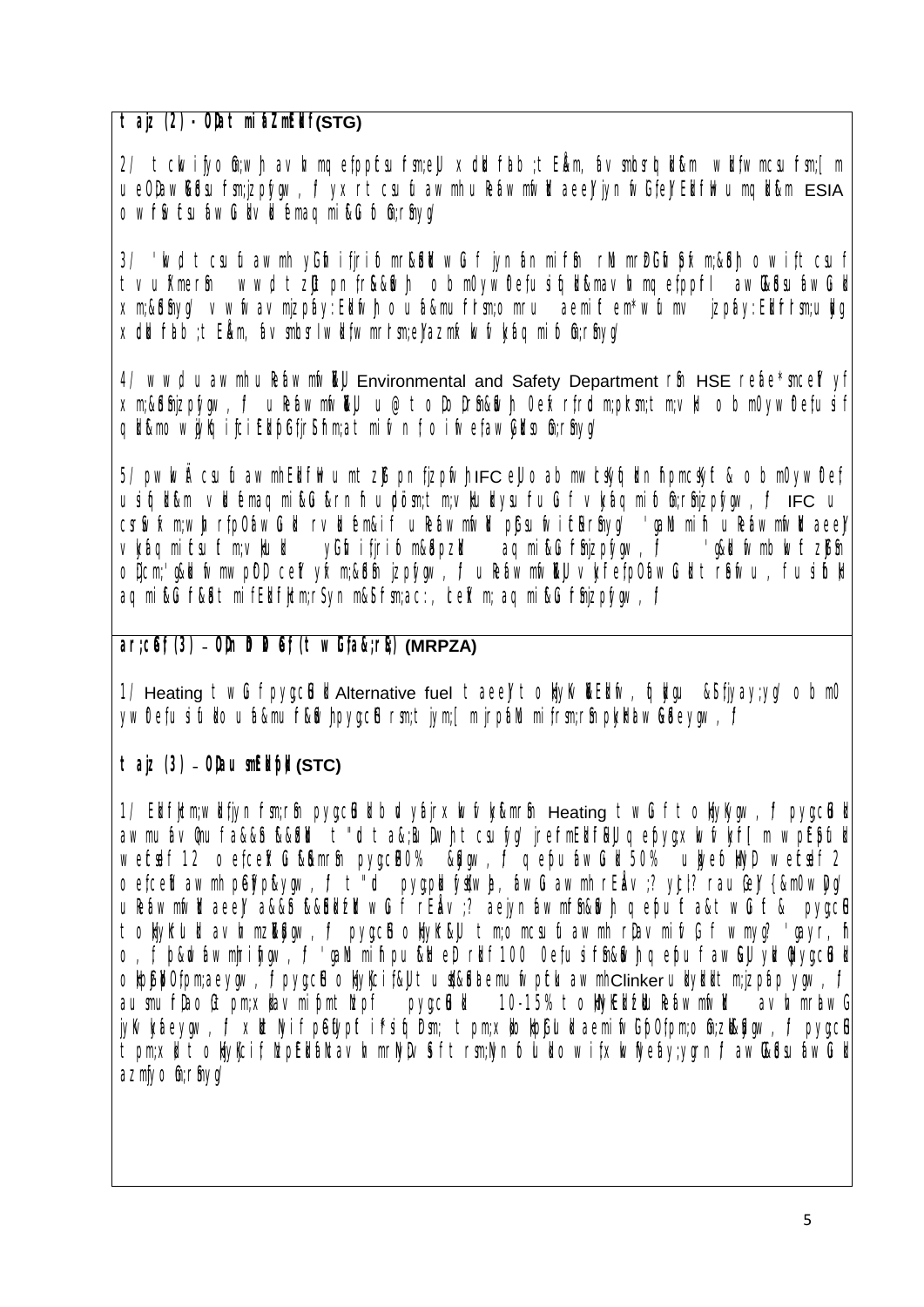**t ajz (2) - ODat mifaZmEIf (STG)**

2/ t ckvifjyo&m;wh avhmrqefpppfcsufrsm;eJU xdkd fab;t Eå&m, fav smbcsh;d&m wkd;fwmcsufrsm;[m ueOD;awG;qcsufrsm;jzpfygw, f yxrt csufu awmhu Reáwmfv;d aee;f jyn fvGfe;f Ekd ;fkd ;umqkd;d&m ESIA owf;fv;Ecsufa wGukd vkd ;f emaqmi&GuGf bm;&ef;ygI

3/ 'kwd; t csufu awmh yGufmifjri f omr&ESkd wGuf jyn fan mifrS; rNmrDEÅGu fSzfm;&ESh owifcsuf tvuf;merS; wwd; t zGJ; pnf;r&ESh obm0ywf0efusif;ud&mavhmqefpppfI awG;qcsufawGukd xm;&ESnyg/ vwfwav mjzpfay:EkdifwJh ouf&mufrIrsm;omru aemifem*wfumv jzpfay:Ekdifrsm;uvJ xdkd f ab;t Eå&m, fav smbcsr;wkd;fwmrIrsm;eJU azmfvwfv kyfaqmif&m;&Efyg/

4/ ww;d u awmhu Reáwmfv;JU Environmental and Safety Department rSm HSE refae*smceJYyf xm;&ESnjzpfygw, f uReáwmfv;JU u@toDoD rSm;&ESh 0ef;rfrdom;pkrsm;tm;vHk obm0ywf0efusif qkd&mo wjyKcsif;cif Ekd;pfjrSifm;atmif vfnf oifwefawGvkdtso &m;&efyg/

5/ pwkwÅ csufu awmhEkdifiHwumtzGJ; pnfjzpfwJh IFC eJUo ab mwlcsufcsufwnf;pmcsufcsuf & obm0ywf0ef; usif;d&m vkd ;f emaqmi&G&rnfhuvdkdism;tm;vHk uvkdysufuG f vkyfaqmif&m;&Efjzpfygw, f IFC u csrSvfxm;wJh rfpO&awGukd rvkd ;f em&if uReáwmfv;d pGcsufvifEkd;&Snyg/ 'gaMumifh uReáwmfv;d aeeJY vkyfaqmifcsuf tm;vHkukd yGufmifjri f m&ESpzkd aqmi&GuGfSnjzpfygw, f 'g&kd vfmbvkd f zJGpfSm oDjcm;'g&kd vfmwpfOD ceJYyfxm;&ESnjzpfygw, f uReáwmfv;JU vkyfefpOfawGukd t rSefvfu, fusifo&kd aqmi&Gf &Et mifEkdifjcm;rSyn m&Sfsm;ac:, tceJYm;aqmi&GfSnjzpfygw, f

**ar;cGef;(3) – ODn DD Df (t wGuf a&;rS) (MRPZA)**

1/ Heating t wGuf pyg;cBkd Alternative fuel taeeJYt oHk yKvkEkdifw, fqkdygu &Sfjyay;yg/ obm0 ywf0efusifukdou f&muf&ESh pyg;cB rsm;t jym;[ mjrpfaMumif;rsm;rSn pkyKhawG&Seygw, f

**t ajz (3) – ODau smEIf;pE (STC)**

1/ EkdifiHtm;wkdifjyn frsm;rSm pyg;cBkd bdu yfajrxkwfvkyfrSm; Heating t wGuf t oHk yKygw, f pyg;cBkd awmuav Qmuf a&&Sf&&SN t "d t a&;Bu DwJh t csufyg/ jrefmEkdifiHU qefpygxkwfvkyf[mwpEÅpfukd wefckf 12 oefceJYGu&Smrm; pyg;cB 80% &Sygw, f qefpufawGukd 50% ukdyefkdt;D wefckf 2 oefceJ awmh pGefypf&ygw, f t "d pyg;pkl yfsdw;Jh, awGuawmh rEÅav;? yJc;l? rau;eJY {&m0wDyg/ uReáwmfv;d aeeJY a&&Sf&&Sd Ekd wGuf rEÅav;? aejyn fawmf rSm;&ESh qefpuf a&t wGuf & pyg;cB t oHk yKvkd avhmmz&Sgw, f pyg;cB oHk yKv;JU tm;omcsufu awmh rDav mifvG f wmyg? 'gayr, h o, f; p&dkd awmhrifygw, f 'gaMumifh pu&HeD rkd f 100 0efusifrSm;&ESh qefpuf awG;JU yJ; pyg;cBkd oHk pfpfO;pm;aeygw, f pyg;cB oHk yKcif&JU tu s;&Sfaemu fvpfu awmh Clinker ukdyJhkdt m;jzpfap ygw, f ausmuf;Dao Gt pm;xkav mifpfmtbzpf pyg;cBkd 10-15% t oHk yKEkd;d ReÁwmfv;d avhmrawG jyKvkyfaeygw, f xdkt Nyif pEkdypf ifsif;Dom; t pm;xkodpfpfGukd aemifvGf pfO;fpm;o&m;z&SSgw, f pyg;cB t pm;xkd t oHk yKcif; bzpf Ekdf aNtav hm rNyD v SEf t rsm;Nyn fbu ldo wifxkwfyfay;ygrn f awG;qcsufawGukd azmfjyo&m;&Efyg/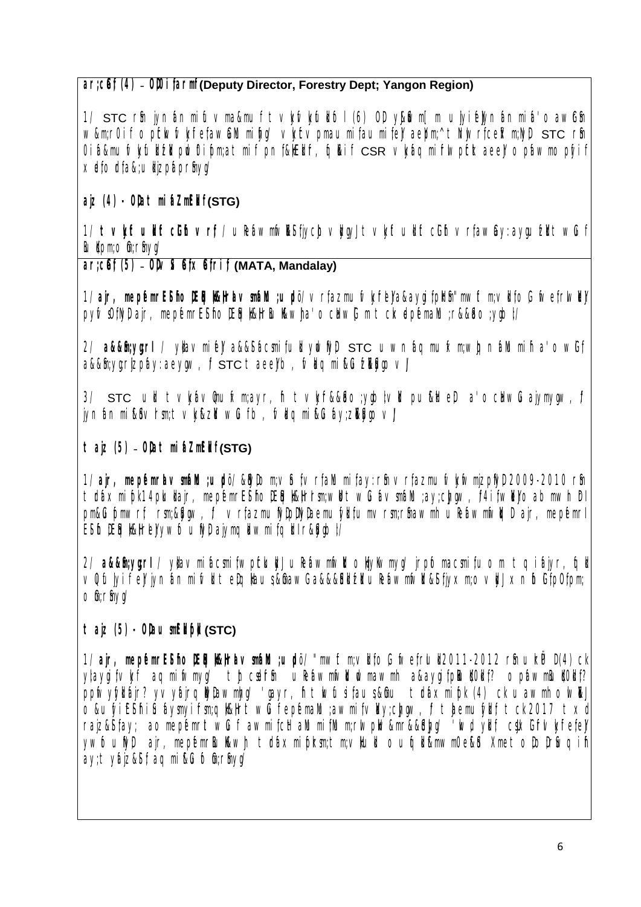ar;cGef;(4) – OD;ivifarmif (Deputy Director, Forestry Dept; Yangon Region)

1/ STC rSm jyn&efrif;tvmrSa&mufrf tvkyfvkyfcJhNyD;vl (6) OD;ygrSmrm[ m uvlyiferDjyn&efrif;a'oawGrSm w&m;r0ifopfckwfvkyfrIefawGeJYmif;ihg/ vkyfEvpmauvmif;auvmif;eJYaemufw&m;^tNyrfceYfr;NyD STC rSm 0ifa&mufvkyfudkifEdkifpw0ifpm;atmif;pn;f&kdEdkif, t|n&kif CSR vkyfaqmif;wmpGwfaeeJYopfawmopfpyfif xdefondfa&;udpRpfrSmyg/

ajz (4) - OD;at;rif;aZmfEdkif(STG)

1/ tvkyfuvdkfcGifrvrf/ uReafwmfwdkYSfjycpf vdkgJtvkyfuvdkfcGifrvrfawGay:aygufEdkifwGif Bu dkpm;oGm;rSmyg/

ar;cGef;(5) – OD;vSaomfx GefrIif;(MATA, Mandalay)

1/ ajr, mepfemrEShfo DE[ k&Hrav smfaM ;udpö/vrfazmufvkyfeJYa&aygfpkHsm"mwfcm;vdkfoG;fwefrlwdkYJ/ pyfv Q0f;NyDajr, mepfemrEShfo DE[ k&HrBuKwfha'ocHwGmtckodpfemaM;r&&doc;ygwl/

2/ a&&Sm;ygrl/ ydkavmif;eJYa&&SaÍcsmif;ufudkywfNyD STC uwnfaqmufxm;wjynfaMmif;ha'owGf a&&Sm;ygrJzpfay:aeygw, f STC taeeJYb, fvdkqmif&GufEdk&ifgovJ/

3/ STC ukd tvkyfav@nufxm;ayr, fh tvkyf&&do;ygwlvdkpu&HeD a'ocHwGajymygw, f jynfanmif&Svrsm;tvkyf&zkwGfb, fvdkqmif&Gfay;zdk&ifgovJ/

t ajz (5) – OD;at;rif;aZmfEdkif(STG)

1/ ajr, mepfemrav smfaM ;udpö/&NyDom;vSfvrfaM mif;ay:rSmvrfazmufvkyfwmjzpfNyD 2009-2010 rSm tdaxmif;pk14pkudkajr, mepfemrEShfo DE[ k&Hrsm;wdkt wGfavsmfaM ;ay;cJhygw, f 4if;wdkYo abmwhDl pm&Gpmwrf rsm;&ifygw, f vrfazmufNyDpDNyDaemufydkfumvrsm;rSmawmh uReafwmfwdkY ajr, mepfemrl ESf DE[ k&HrEJYwbufuNyDajymqdkwmif;qdkYr&ifgdkl/

2/ a&&Sm;ygrl/ ydkavmif;csmif;wpfckudkJuReafwmfwdkYokdykfwmyg/ jrpfcsmif;uomtqifajyr, tjzdk vQLfljyifeJYjynfanmif;udkteD;pdkau s&&aw Ga&&SdEdkifuReafwmfwdk&SfjyxmjovdkJxnfohGfpp0f;pm; oGm;rSmyg/

t ajz (5) - OD;au smfEdkifpdk(STC)

1/ ajr, mepfemrEShfo DE[ k&Hrav smfaM ;udpö/"mwfcm;vdkfoG;fwefrlukd 2011-2012 rSmukrÜD (4) ck ylaygifvkyf aqmif;ygyg/ tp csdefrSm uReafwmfwdkY tdkmawmh a&aygfpkHrk0Edkf? opfawmfBu dk0Edkf? ppfvyfydkajr? yvyfajrq NyDawmhyg/ 'gayr, fh tlwfusfau s&Gmu tdaxmif;pk (4) ckuawmhowdkYJ o&ufyifEShfiSafysmyifsm;q k&Hrt wGfepfemaM ;awmif;vdky;cJhygw, f thaemufydkf tck2017 txd rajz&Sfay; aomepfemrt wGf awmif;cH aMmif;NmwrlwpkH&mr&&Sdygw/ 'kwdydkf csJxGf;vkyfefeJY ywfoufNyD ajr, mepfemrBuKwfh tdaxmif;pkrsm;tm;vkHudk oufqdk&mwm0e&SdXmetoDD Dr&vqifh ay;tydajz&Sfaqmif&GufoGm;rSmyg/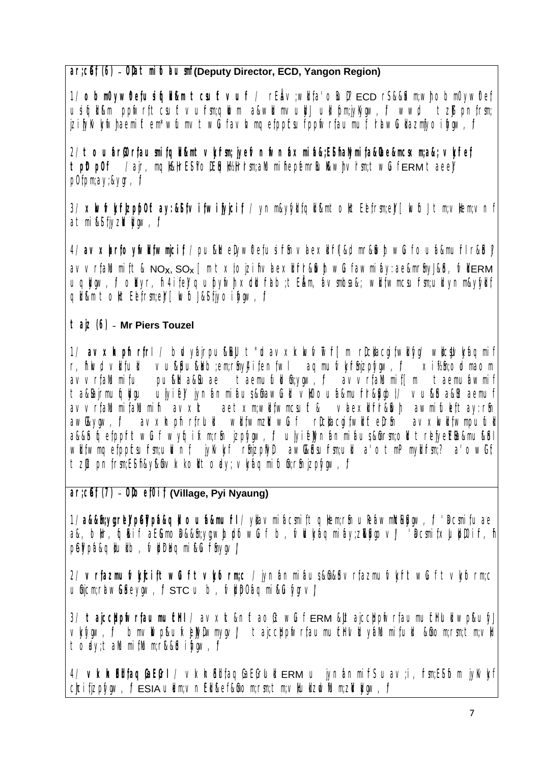**ar;cGef;(6) – OD;atmifbdef;ausmf (Deputy Director, ECD, Yangon Region)**

1/ **obm0ywf0ef;usifxdef;odrf;rIu@rS tcsuftvuf** / rEÅav;wdkif;a'oBuD;ECD rS&&dSxm;wJh obm0ywf0ef; usifxdef;odrf;rIu@ ppfwrf;csuftvufrsm;udkvnf; a&wGufxm;vkdufJ udkxnfhxm;yg&ygw,f/ wwd,tzGJUpnf;rsm; jzpfygvQif ukefxkwfjyifpfrI taemif tem*wfrS tvkdtyf udkvnf; xnfhoGif;pOf;pm;yg&efvnf; aqG;aEG;ay;zdkYvdkygw,f/

2/ **tauma&;rl0g'rsm;udk pdppfrnhf a&;om;yHkrsm;udk a&;om;vkdufonf tpD&ifcHpm** / ajr,m qdkif&m vkyfief;rsm; tpD&ifcHpm rsm;udk uGif;qif;ppfaq;a&;tzGJUrS ERM taeeJY pDppfrnfh tqifh&Sdyg w,f/

3/ **xdcdkufrI qkdif&m pDrHcefYcGJrIrsm; udk qufvufaqmif&Gufrnf** / ynm&Sifrsm;udk ESifhtm; ajz&Sif;zdkY vkdtyf&if vlxkudk tod ay;&ef vkdygw,f/

4/ **av xktqdyf t0ifxkwfrIrsm;** / pu&m;ukefxkwfjcif; vkyfief;tcsdK U tpD&ifcHpmrsm;wGif NOx, SOx [m tqdyfjzpfapEdkif aomaMumifh vkyfief;ay:rlwnfí ERM u qufvufjyifqifoGm;&efvdkygw,f/ tqdyf t0ifxkwfrI taetxm; udkvnf; ynm&Sifrsm;ESifh tm;v;ndEdIif;ay;&ef vkdygw,f/

**taxG (6) – Mr Piers Touzel**

1/ **av xktqdyfrsm; tvkdtavsmufjzpfjcif;** / buf'guf wif;ukef;pDrHudef; \ av xkxkwfvTwfrIrsm;rSm xdef;odrf;rIrsm;qdkif&m udpörsm;udk aqG;aEG;ay;zdkY vdkygw,f/ xkwfvTwfrI taetxm;rsm;u pu&m;ukefxkwfjcif;ESifh oufqdkifaom av xktqdyfrsm; yg0ifygw,f/ av xktqdyfrsm;\ taetxm;udk tcsdefjynfh apmifhMunhf&ef vdktyfygw,f/ uefxkwfvkyfief;ESifhoufqdkif aom av xktqdyfrsm;onf pDrHudef; \ vkyfief;rsm;pwifonfrSpí ESifh tvkyfwdkif;wGif xdef;odrf;rIudk aqmif&Gufoifhygw,f/ ynm&Sifrsm;tygt0if ynm&Sifrsm;udkvnf; wdkifyifaqG;aEG;&efvdkygw,f/ pDrHudef;udk ausmf vTm;rnfhaeYrSpí wkdif;wmoGm;rnfjzpfygw,f/

**ar;cGef;(7) – OD;ol0if; (Village, Pyi Nyaung)**

1/ **a&&Sm;yg;rIESifh a&twGufa&;** / ykdufvdkif;rsm; axmufqJa&;udk aqmif&GufoGm;rnfjzpfygw,f/ a&&&Sdrnfh a&t&if;tjrpfrsm;udkvnf; tcsufvufrsm; pkaqmif;vkdufygw,f/

2/ **vrf;aMumif;vkyfief; tawGUtBuHKrsm;** / jynfolrsm;u vrf;aMumif;vkyfief;twGuf vkdtyfcsufrsm;udk STC u ,lcJhygonf/

3/ **taxGaxGvkyfief;rsm;** / av xk ERM tcsufvufrsm;udk pufrIvkyfief;twGuf vkdtyfcsufrsm; jyifqifoGm;rnf/ taxGaxGvkyfief;udk tcsdefwdkif;ppfaq;&efvkdygw,f/

4/ **vlxktodynm** / vlxktodynmay;a&;twGuf ERM u jynfolrsm;ESifh aqG;aEG;cJhygw,f/ ESIA udkvnf; xkwfjyefwifjyoGm;&efvkdygw,f/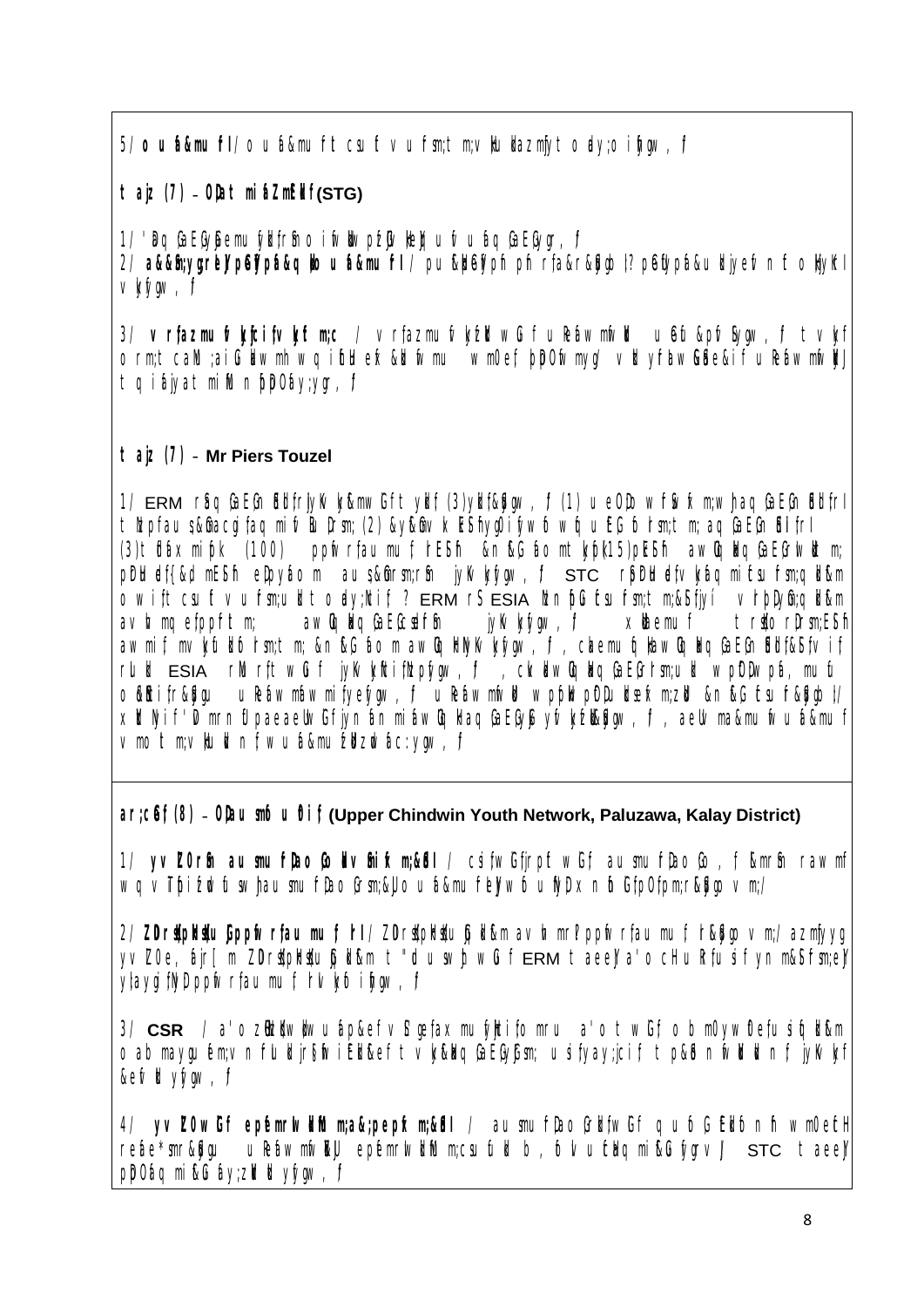5/ **o u a&mu f I**/ o u a&mu f t csu f v u f sm;t m;v Hu Hazmfyt o ay;o i fygw , f

**t aiz (7) - OD at mi aZmEkd f (STG)**

1/ 'Dq Ga EGyS emu fyld f rSn o i fv lbw pEJ v ke JI u fv u aq Ga EGygr , f

2/ **a&&Sn;ygrel JpdyEf pa&q Hbo u a&mu f I**/ pu &lbJ pGf pn rfa&r &&Sgbo |? pdyEf pa&u Idjy efv n f t o Hkyk f I v kyf ygw , f

3/ **v r fazmu f v k y f c i f v k y f t m;c** / v r fazmu f v kyf wGu f u Rf a w mf v l u &t&pf Sygw , f t v kyf o rm;t cal ;ai G al w mh w q i fbl ef &l fv mu wm0ef bDDOf myg/ v l yfa w GaS e&i f u Rfa w mf v I t q i f ajyat mi fl n bDDOf ay;ygr , f

**t aiz (7) - Mr Piers Touzel**

1/ ERM rS aq Ga EGn fS d f rJ yK f k y&mw GU f t yld f (3)yld f &Sgw , f (1) u e OD w f S v fx m;w J aq Ga EGn fS d f rI t lt pfau s&aca gi faq mi f v B Drsm; (2) &y&G v k E S f yDO i fyw fw fq u EG fo rsm;t m;aq Ga EGn fS d f rI (3)t fa x mi f pk (100) pp fv r fau mu f rE S f &n f&G fa o mt kyfpk(15)pE S f awG q Hq Ga EGr l w f t m; pD H ef{&d mE S f e D y a o m aus&mrsm;r S f jyK vkyf ygw , f STC r S DH ef v kyf aq mi f t su fsm;q H &m o wif t csu f v u fsm;u l t o ay;Ni f ? ERM r S ESIA Hl nG f tsu fsm;t m;&S fjyi f v r bDy k fm;q H &m av h m q efppf t m; awG q Hq Ga EGcsd f r S f jyK vkyf ygw , f x bkemu f t rsKd o r Drsm;E S f aw mi f mv kyf u l fo rsm;t m; &n f&G fa o m awG q H N y K v kyf ygw , f , cknemu f H awG q Hq Ga EGn fS d f &S f v i f r u l ESIA r l r f t w GU f jyK v kyf t i f l l pf ygw , f , ck l w G q Hq Ga EGr sm;u l w p D D w pf a , mu f u o & f t i f r&&Sgu u Rfa w mf a w mi f yefygw , f u Rfa w mf v l w pfpk l p D D u l u efx m;zl &n f&G f tsu f&&Sgbo |/ x l l yi f 'D mrn f u paeaeU G f jyn f an mi f a w G q H ka q Ga EGyG pyf v kyf &Sgw , f , aeU ma&mu f v u f a&mu f v mo t m;v Hu Hln f w u f a&mu f zl zl a c :ygw , f

**ar;cGe f (8) - OD au smf u f Di f (Upper Chindwin Youth Network, Paluzawa, Kalay District)**

1/ **yv l ZOr S au smu f D ao G o l v S i f x m;&f I** / csi f w G f jrpf w G f au smu f D ao Go , f &mr S raw mf w q v Tbi f z l u f sw J au smu f D ao Gr sm;&J o u a&mu f e l y f w f u N D x n f u G f pO fpm;r &&Sgo v m;/

2/ **ZD r sKdpH &&Ku G ppfv r fau mu f rI** / ZD r sKdpH &&Ku G &&m av h mr P ppfv r fau mu f rI &&Sgo v m;/ azmfyyg yv ZOe , f ajr [ m ZD r sKdpH &&Ku G &&m t "du sw J w G f ERM t aeeJ a'o c Hu R fu si f yn m&&Sf sm;e J y l ay gi f N D ppfv r fau mu f rI v kyf o i fygw , f

3/ **CSR** / a'o zGH Nd K w H u a p&f v S ge fa x mu fyH t i f o mru a'o t wGf o b m0yw D ef u si f u l &m o ab maygu e m;v n f u l d j r S f v i E l &ef t v k&&q Ga EGyG sm; u si fyay;jci f t p&&n f v l l n f jyK vkyf &ef v l yf ygw , f

4/ **yv Z0w GU f epe mrl w l f l m;a&;pepfx m;&&f I** / au smu f D ao Gr l f w GU f q u f ,G E l l f n f wm0eH reSe*smr&&Sgu u Rfa w mf v l J epe mrl w l f l m;csu f u l b , f u v u t l q mi f&G f ygr v J STC t aeeJ pD O fq mi f&G fay;z l l yygw , f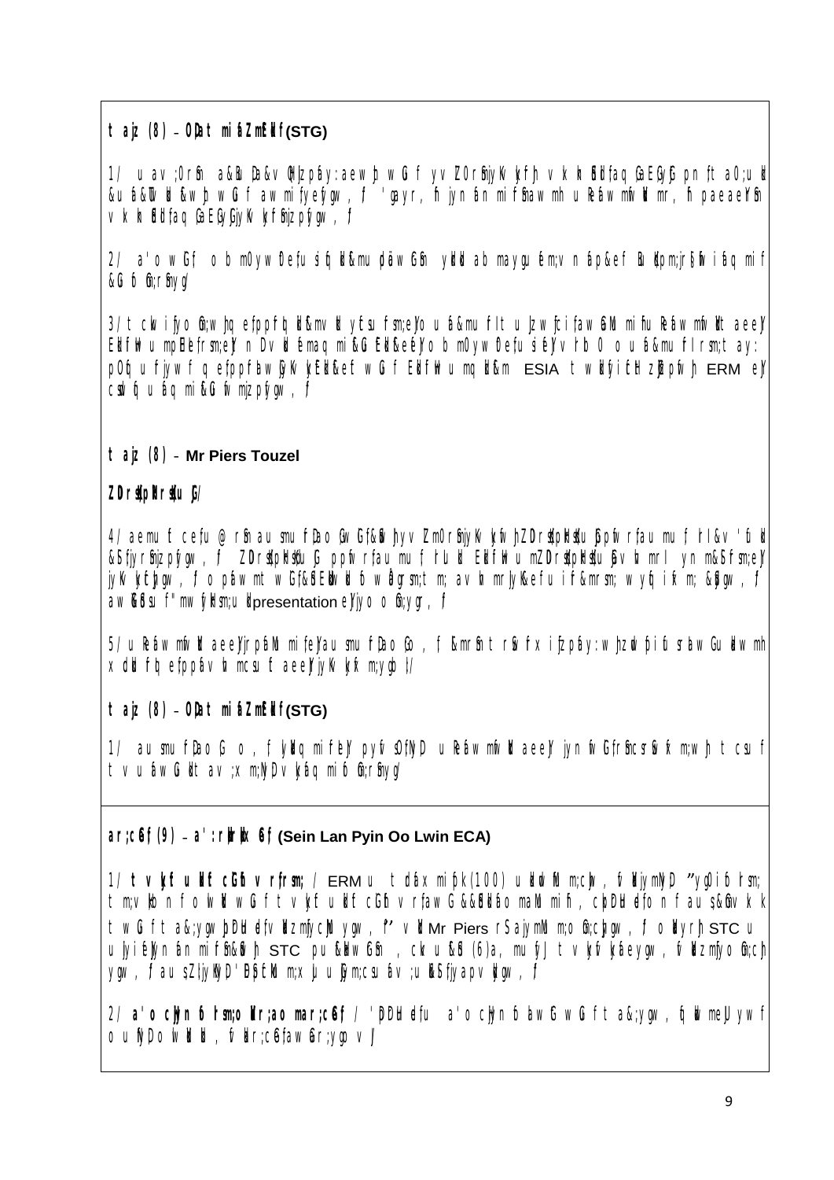**t ajz (8) – OD;at mifñZmEÅif (STG)**

1/ u av ;0r®n a&Bu Da&v @Hjzpfay:aewJ h wG f yv Zm0r®njyKv kyfrJ h v k h ®udkifaq G aEG;yGJ pn f t a0;u ae &u a&Tv ed &wJ h wG f awmif ifyefygw , f 'gayr , f® jyn ån mif ®awmh u Reåawm mfv Ïmr, f® paeaeY® v k h ®udkifaq G aEG;yGJjyKv kyf®mjzpfygw , f

2/ a'o wG f o b m0ywf Defu sif qkd &mu pdk äwG®n ykdkd ab mayguf ém;v n áp&ef Bu kdpm;r; ®Siif áq mif &G ó ®m;r®nyg/

3/ ckwifjyo ®m;wJ h q efppf chkd &mv ki yEsu fsm;eJ ou á&mu f lt u jzwfcifawåM mifhu Reåawmfv Ïet aeeY EkdifIH u mpDEE frsm;eJ n Dv kd émaq miG EIkdEeé;o b m0ywf Defu siéJ v r b 0 o u á&mu f lrsm; t ay: pOf u fjywf q efppfawm yK v kpEkd&ef wG f EkdifIH u mq kd &m ESIA t wkdfyicH zkpfv h ERM eJ cswifu á q mi&G f v mjzpfygw , f

**t ajz (8) – Mr Piers Touzel**

**ZDrsdpRrsdu G/**

4/ aemu f cefu @ r®n au smu fDao G;wGf&M h yv Zm0r®njyKv kyfv h ZDrsdpRrsdu Gppfv rfau mu f, f rl&v 'fu kd &Sfjyr®n jzpfygw , f ZDrsdpRrsdu G ppfv rfau mu f rUkd EkdifIH u mZDrsdpRrsdu Gv b mrl ynm&Sfrsm;eJ jyKv kyfcJ ygw , f o pfawmt wG f&SEIkd kd ó wÅgrsm;t m; av h mrlyK&efu if&mrsm; wyöf ifxm; &Sygw , f aw G&Sf u f"mv ýkHrsm;u kd presentation eJ jyo o ®m;ygr , f

5/ u Reåawmfv Ïet aeeY jrpf áM mife yau smu fDao G, f &mr®n t r®v fx ijzpfay:w h zwfpi ó rsfaw Gu kd awmh x dkd f q efppfav h mcsu f t aeeY jyKv kyfxm;ygw ;/

**t ajz (8) – OD;at mifñZmEÅif (STG)**

1/ au smu fDao G o , f ykdq mife Y pyfv SOfNyD u Reåawmfv Ïet aeeY jyn fv G frS fcsr®v fxm;wJ h t csu f t v u áwG ukd t av ;xm;NyD v kyáq mi ó ®m;r®nyg/

**ar;cGef (9) – a':rdkrdkxG ef (Sein Lan Pyin Oo Lwin ECA)**

1/ **t v kyf u kd if cGifh v rfrsm;** / ERM u t cdkfx mifpk(100) u kdwfv Fm;cJ w , f v kdjymNyD ”ygDif órsm; tm;v kbn f o ïwfvkd wG f t v kyf u kd if cGifh v rfawG &&Sdv kdáo maM mifh , ckpDD ued fo n f au s&Gmv k k twG f t a&;ygw hpDD ue fv kdzmjycM ygw , f” v kd Mr Piers rS ajymMum;o ®m;cJ ygw , f o kdyrJ h STC u u lyi ée Jyn ån mif®&Sv h STC pu &kdw G®n , ck u &G (6)a, mu fyJ t v kyf v ká eygw , f v kdzmjyo ®m;cJ ygw , f au sZ lj yKNyD 'DjyfcM m;x lu u yGm;csu ó v ;u kdSfjyapv kdygw , f

2/ **a'o cHjyn ó rsm;o kd r;ao mar;cGef** / 'pDDue fu a'o cHjyn ó awG wG f t a&;ygw , f q kd meu ywf o u fNyDo ïwkdkd , f v kdr;cGefawåar;ygo v J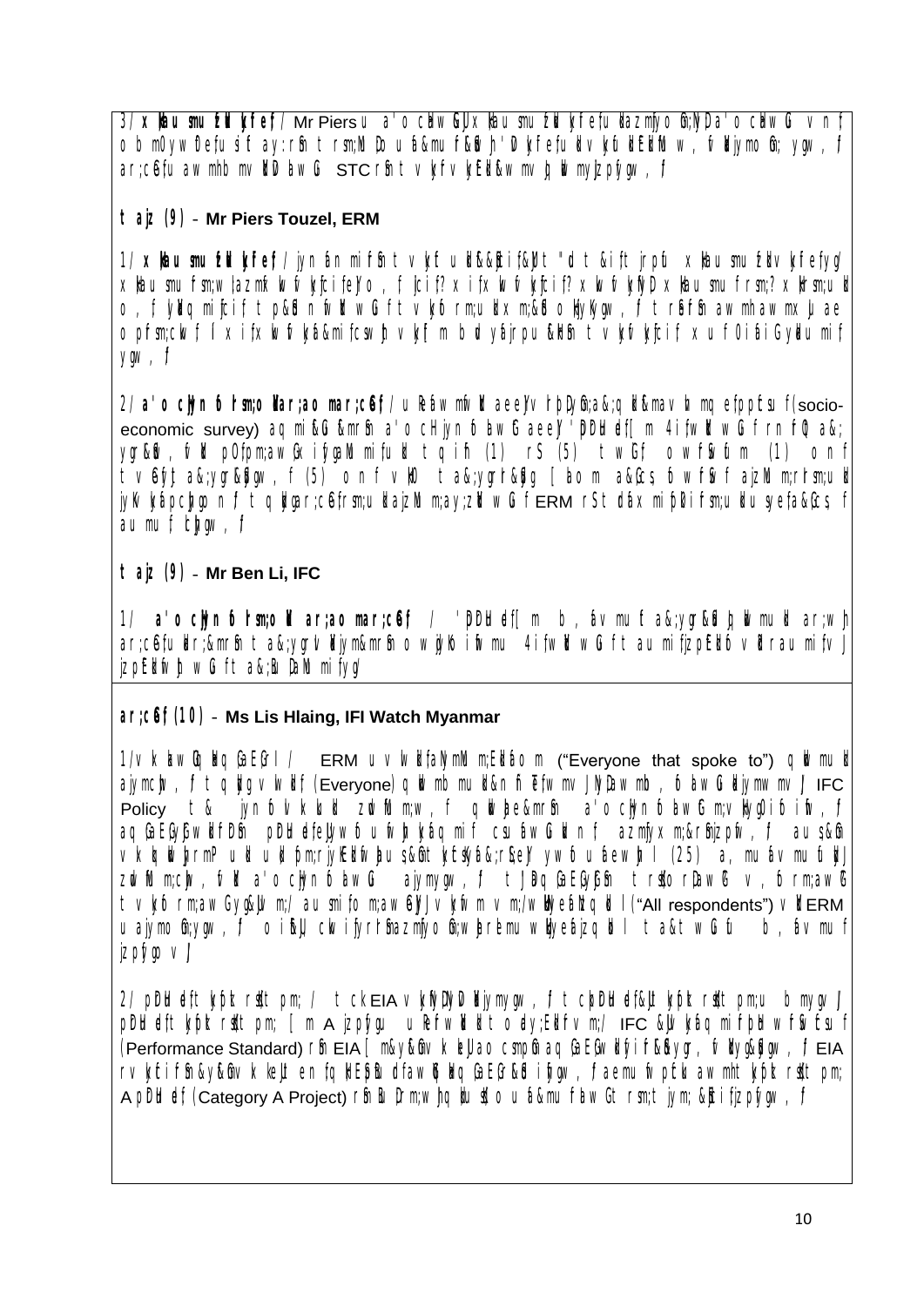3/ xkdaumufzJ wkdifef/ Mr Piers u a'ocHwGm;EdkifxkdaumufzJ wkdifefudk azmfjyoGm;NyD a'ocHwG vnf; obm0ywf0ef;usifaumif;rGefrI rSm;NyD ouFa&mufEdkifwJh 'DwkdifefudkvdkvkdufEdkifNyD w, ftwGufjyoGm;ygw, f ar;cGef;udk awmhbmvkdYDawG STC rSm t vkyfvkyfEdkif&mvJ qkdwmvnf;jzpfygw, f

**tajz (9) – Mr Piers Touzel, ERM**

1/ xkdaumufzJ wkdifef/ jynfaxmifpkrSm t vkyfudk&&SdEdkif&efxkd t&ifjrpfu xkdaumufzJ vkdifefygw, f xkdaumufzJ rSm;w|azmfvdkwJh vkdifefawGo, f, t|cif? xifxifvGmvdkifjcif? xkdwJh vkdifefjzpfNyD xkdaumufzJ rSm;? xkdrSm;udk o, f,ljcif q mifjcif t p&Sdonf tvkd wGuf t vkyfrsm;udk xm;&Sdo kdjyKygw, f t rSwf&Sdrmhawmhxm;ae opfrsm;cGvf, f xifxifvdkvkdifa&mifcsvdkYjzpfvkyf m bcdvufsjrpu&Sdrmh t vkyfvkyfjcif xuf0ifaiGxkdu mif ygw, f

2/ a'ocHjynfolrsm;oabm;ao mar;cGef;/ uRefawmfwkdYaeYrSefrI yD,Gm;a&;udk&mavh bmqefppfcsuf (socio-economic survey) aqmif&GuF&mrSm a'ocHjynfolawG aeYrI 'ÜD yfjcif[ m 4 ifwkdYwGuf rnf0gwf a&;ygra&S, ftkdYwpfpm;awGxifygaNrmifcsufudk t q ifh (1) rS (5) twGuf owf&SwfNym (1) onf t vGefjyJ a&;ygr&Sygw, f (5) onf tvGef t a&;ygrG&Sdg [ aom a&dcsfowf&SwfajzNm;rsm;udk jyKvkyfapcJhygonf t q Iyfuar;cGef;rsm;udkajzNm;ay;zdk wGuf ERM rS t dÁax mifp0ifrsm;udkusyefa&dcsf aumufcJygw, f

**tajz (9) – Mr Ben Li, IFC**

1/ a'ocHjynfolrsm;oabm;ao mar;cGef; / 'ÜD yfjcif[ m b, fav mufa&;ygrG&dvJqkdwmudk ar;wJh ar;cGef;udk ar;&mrSm t a&;ygrSdvkdjym&mrSmowjyKo ifhwmu 4 ifwkdYwGuf t aumifjzpfEdkifovdkraumifvJ jzpfEdkifwJh wGuf t a&;BuD;aMumifygx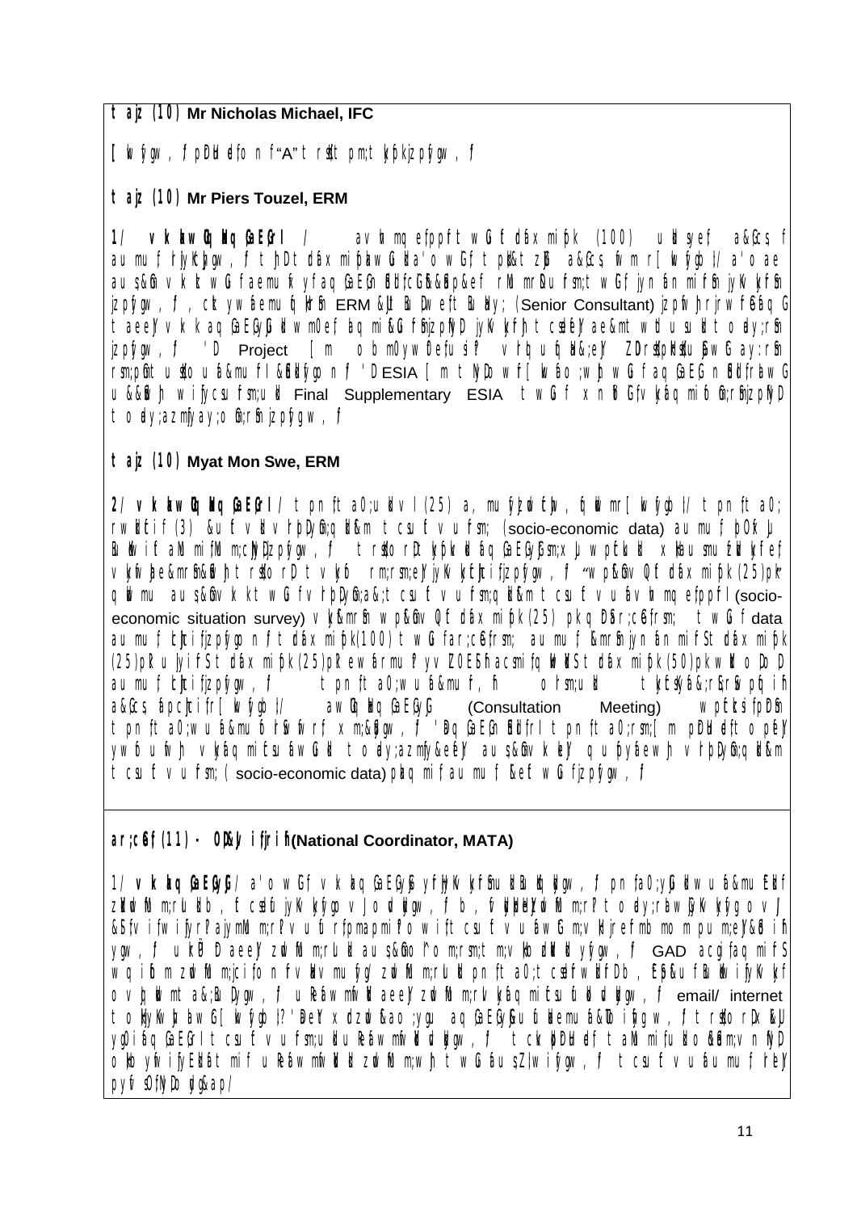t ajz (10) **Mr Nicholas Michael, IFC**

[ lwfygw , f pDrHudef;onf "A" trsdK;tpm;twGufjzpfygw , f

t ajz (10) **Mr Piers Touzel, ERM**

1/ vkyfief;ydkif;qdkif&m aqG;aEG;yGJ / avhvmqef;ppfrIwGif a'ocHrsm;ESifh (100) &mcdkifEIef;avmuf a&;qGJcJhygw , f/ t cGifhtvrf;ESifh a'ocHrsm; a&;qGJjcif; vkyfief;pOf taMumif;ESifh ERM &Sd b,fol&Sd tpDtpOf;csm;xm; (Senior Consultant) jzpfyg w , f/ 'D Project [m obm0ywf0ef;usif vkyfief;rsm;wGif ESIA [m tpDtpOf Final Supplementary ESIA twGuf xnfhoGif;vkyfaqmifcJhjcif;jzpfygw , f

t ajz (10) **Myat Mon Swe, ERM**

2/ vkyfief;ydkif;qdkif&m aqG;aEG;yGJ / tpnf;ta0;ukd vl (25) a,mufygif0ifcJhygw , f/ tpnf;ta0; rwdkifcif (3) &uf tvkd vl xkxk&ifqdkif&m t csuftvuf rsm; (socio-economic data) aumuf,lcJhygw , f/ tcsuftvufrsm; aumuf,lrIrSm vltzGJUtpnf;rsm;ESifh aqG;aEG;jcif;rsm; jzpfygw , f/ "wfyHk&dkufjcif; (socio-economic situation survey) vkyfief;rsm;ESifh tdrfaxmifpk (25) pk ESifh data aumuf,ljcif; jzpfygw , f/ tdrfaxmifpk (100) twGuf ar;cGef;rsm; aumuf,lcJhNyD tdrfaxmifpk (25) pk ESifh tdrfaxmifpk (50) pk aumuf,ljcif;jzpfygw , f/ tpnf;ta0;wGif a&;qGJjcif; (Consultation Meeting) wpfckcsif;pDtwGuf tpnf;ta0;rsm;[m pDrHudef;taMumif; qufpyfaom t csuftvufrsm; ( socio-economic data) aumuf,l&ef twGuf jzpfygw , f

ar;cGef; (11) - **(National Coordinator, MATA)**

1/ vkyfief;aqG;aEG;yGJ / a'ocHwGif vkyfief;aqG;aEG;yGJ jyKvkyfjcif;ESifh ywfouf zGifhvSpf&ef ta&;BuD;ygw , f/ GAD acgif;aqmifrsm; ESifh email/ internet tpDtpOf;jzifh aqG;aEG;jcif; t csuftvuf aumuf,lcJhygw , f/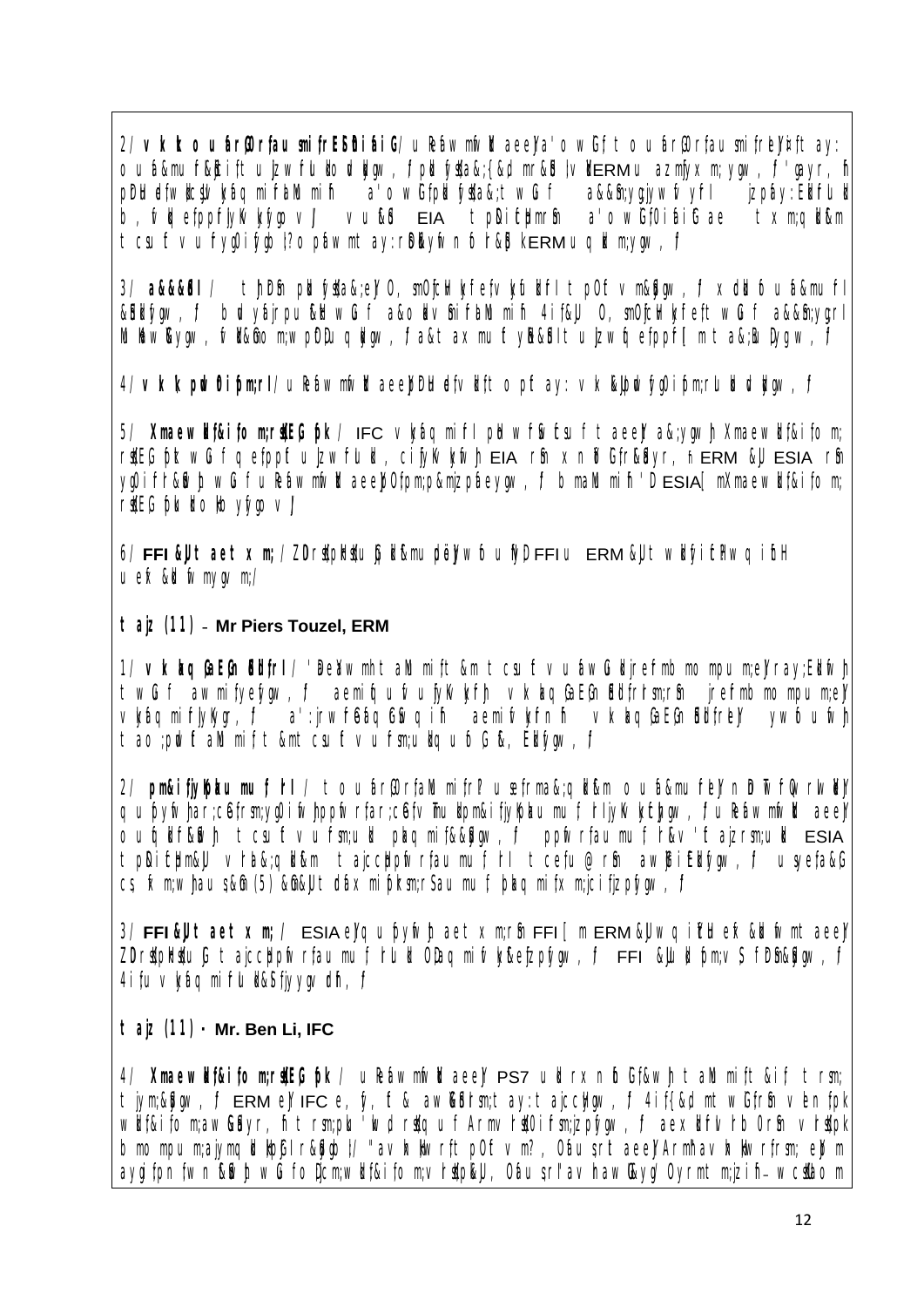2/ **vkk;touf armif;rsm;ESifh pD;yGm;a&;/** u Pá wmf vkd aeeJ a'o wGf touf armif;rsm; ESifh pD;yGm;a&;t ay: ouf a&muf rI&Sd ift u ]zwf ulpdkwjyGm, f pDrf yS ;a&;{&d mr&SJ v ERM u azmfjyx m; ygw, f 'gayr, hf pDuHdefwkcJy l vkyfaq mif &rf t aN mi fh a'o wGf pDrf yS ;a&;t wGf a&&Sm;ygjywf vyfI jzpf ay: EdkIfuKd b, fvkd efppf jyKvkyfygov J / vu&Sd EIA t pD&iff cHpmrSm a'o wGf 0ifaiG ae t xm;qkd&m tcsuf vu fygOifygo /?opf áwmt ay: rSD&kyfwnf rI&S kERM u qkd m;ygw, f

3/ **a&&&Bl/** t hpDrm pl yS ;a&;eJ 0, smO;cH kyfefv kyf ukd f ltpOf v m&Sjgw, f x dk f uaf&muf l &Sd ifygw, f b ud yfajrpu&Hw Gf a&oukdv Sm fa N mi fh 4if&J 0, smO;cH kyfeft wGf a&&Sm;ygrl NuAw Sygw, f vkd &m om;w pDr quyhgw, f a&t ax mu f yl&S d t u ]zwf q efppf [ m t a&;Bu Dygw, f

4/ **vkk;pu 0ifpm;rl/** u Pá wmf vkd aeeJ pDuHdef vkd f t opf ay: vk &Sd pu fygOifpm;rl u dkd u dkgw, f

5/ **Xmaewkd f&if om;rsm;ESifh pk/** IFC vkyf aq mif l pkw f v tsuf taee J a&;ygw h Xmaewkd f&if om; rsm;ESifh pk wGf qefppf u ]zwf ukd, cifjyK vkyfvh EIA rSm xnf &Gf r&Sd yr, h ERM &J ESIA rSm ygOif r&Sd h wGf u Pá wmf vkd aeeJ 0f pm;p&m zpf aeygw, f b maN mi fh 'D ESIA [ m Xmaewkd f&if om; rsm;ESifh pku kd o kb yfygo v J

6/ **FFI &J t aet xm;** / ZD rsdk pkHudS u ]zkd &mu pdeJ wfuf u fyD FFI u ERM &J t wkd fjifcH wq ifcH uef&kd fvmygvm;/

**t ajz (11)** – **Mr Piers Touzel, ERM**

1/ **vk ku qoEgn&k frl/** 'D e0 wmht aN mi ft &m tcsuf vu fawG d jrefmb mo mpu m;eJ ray;EdkIfvh twGf awmifyefygw, f aemif qufu fjyK kyfh vk ku qoEgn&k frl rSm;rSm jrefmb mo mpu m;eJ vkyfaq mif jyKygr, f a':jrwf&aq Gfqifh aemif vkyfnfh vk ku qoEgn&k frl eJ ywfuf wfh tao ;pdwf aN mi ft &mt csuf vu fsm; ukd u fGf&, EkdIfygw, f

2/ **pm&if jyKpk u muf f rl/** t ouf armif;rf aN mi fr rl u sefrma&;qkd&m ouf a&muf rl eJ nD Tif rl; rl; wkdeJ qu ]pyfvhar;c6f rsm;ygOifvh ppfvrfar;c6f vTmu km&if jyKpku mu f f rlj yKvkyfcJygw, f u Pá wmf vkd aeeJ ou fjkd f&Sd h tcsuf vu fsm;ukd pku qmif&&Sd gw, f ppfvrfaumuf f rl&v 'f ajzrsm;ukd ESIA t pDi f cHm&J v rl a&;qkd&m t ajccHpfvrfaumuf f rl t cefu @ rSm awWifEkdIfygw, f usyefa&G cs, f m;w haus&Sm (5) &Sm&J t dáx mif pk rsm;rSau mu f pku qmif x m;cifzpfygw, f

3/ **FFI &J t aet xm;** / ESIA eJ qu ]pyfvh aet xm;rSm FFI [ m ERM &J wq ifcH uef&kd fvmt aeeJ ZD rsdk pkHudS u ]G t ajccHpfvrfaumu f rl u kd 0Daq mif vkyf ezpfygw, f FFI &J uko pm;v S f rD&Sgw, f 4if u vkyfaq mif u kd&Sd f jyygvdh, f

**t ajz (11) - Mr. Ben Li, IFC**

4/ **Xmaewkd f&if om;rsm;ESifh pk/** u Pá wmf vkd aeeJ PS7 u kd rx n f uf Gf &w h t aN mi ft &if t rsm; t jym;&Sgw, f ERM eJ IFC e, fy, f t & aw&Sd rsm;t ay:t ajccHygw, f 4if{&d mt wGf rSm vtem fpk wkd f&if om;aw&Sd yr, h t rsm;pk 'wpf rsdk quf Armv rsd 0if rsm;jzpfygw, f aex kd fv rb 0 rSm vrsd pk b mo mpu m;ajymqkd kpG lr&Sd gb / "av h kwrt pOf v m?, Ofaus rt aeeJ Armhav h kwrf rsm; eJ m aygifpn fwn &S h wGf o D cm;wkd f&if om;v rsd pk &J, Ofaus rf'av haw G ygOyrmt m;jzifh – wc&Sd om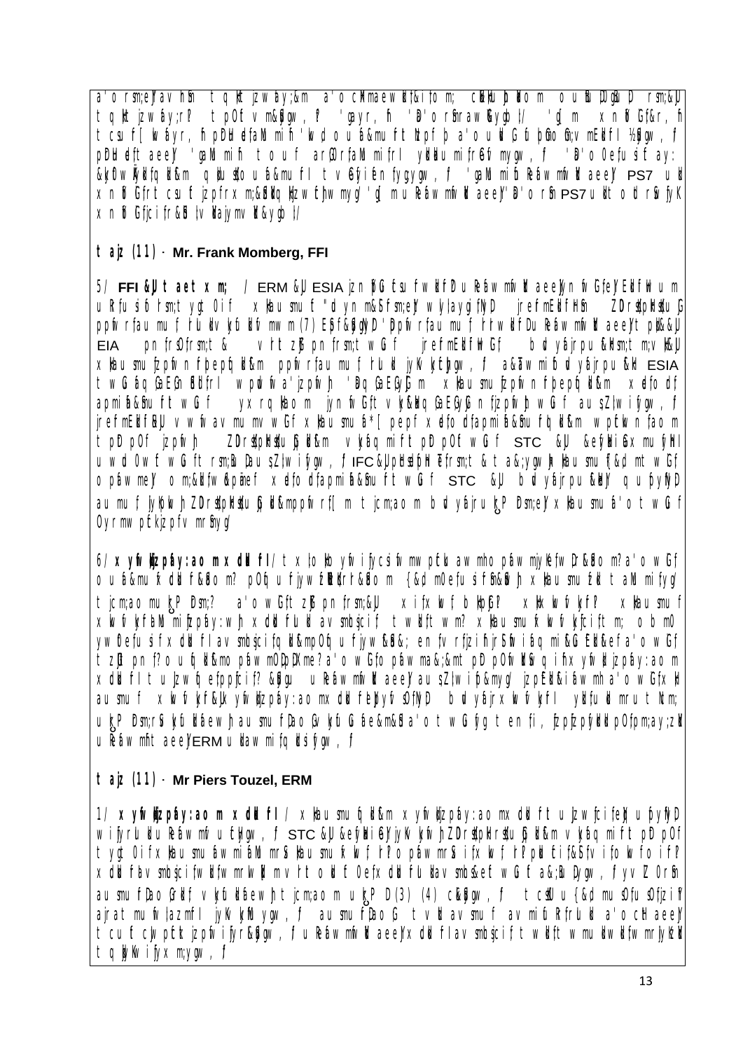a'orm;ef/avhmh tqkt jzwfay;&m a'ocHmaewkd/&if;tm; cHkdxm;jcif;rSm ouD;oefYrSmjzpfí rsm;&Jv tqkt jzwfay;r? tpOftvm&Sdygw, f 'gayr,fh 'D'orfnrawGudk ydkrdk/ 'gfm xnfhoGif;&r,fh tcsuf[kwfayr,fh pDrHudef;aMumifh 'kwd,ouf&mufrItlzpfp a'ouwGif uGif;qif;rsm;vmEdkifI ½Sdygw, f pDrHudef;t aeeJY 'gaMumifh touf arQ;rif;aMumifrI ydkrdkwm;rif;Ecif;mygw, f 'D'o0efusif ay: &kyfowfrydkif;tqkd;&m qkd;usf;ouf&mufrI tvGefyif;en;fygygw, f 'gaMumifh Reáwmfvmif;aeeJY PS7 ukd xnfhoGif;rt csuf jzpf;rxm;&Sdkdkjzwfcjhwmyg/ 'gf mu Reáwmfvmif;aeeJY 'D'orfn PS7 ukd tod rSvfyK xnfhoGifcifr&Sdfvkdajymvkd&ygw, f/

**taj; (11) · Mr. Frank Momberg, FFI**

5/ **FFI &JUtaetxm;** / ERM &JU ESIA jzpfoGif;tsufwkdifpDu Reáwmfvmif;aeeJYnfvdkfeJYEdkifiHum uRfusif;rsm;tygt0if xkduf;rsm;f "dyn m&Sfrsm;eJYwlaygif;NyD jref;rEdkifiHrSm ZDrsdpfxkdsfuG ppfvrfaumuf rIu&kdvkyfudkifvmwm (7) EpSf&SdygNyD 'Dppfvrfaumuf rIrwkdifDu Reáwmfvmif;aeeJYt pk&JU EIA pnf;rsf;rsm;t & vrtzJ pnf;rsm;twGif jref;rEdkifiHwGif bdvyáajrpu&Hrsm;tm;vkd&JU xkduf;uf;jzpfvn fbepfqkd&m ppfvrfaumuf rIu&kd jyKvkyfcJhygw, f a&;Tw mifbdvyáajrpu&kd ESIA twGufaqG;aEG;rSdlbrI wpfcwfa'jzpfvnfh 'DqG;aEG;yGJm xkduf;ufjzpfvn fbepfqkd&m xdef;odf apmifh&Sduf twGuf yxrqkd;aom jynfvnfGttvkyf&kdq aEG;yGJnfjzpfvnfhwGuf aus;Zl;wifygw, f jref;rEdkifiH&JU vwfwfav mumv wGuf xkduf;uf ñ*[pepf xdef;odfapmifh&Sdufqkd&m wpfckwn faom tpDpOf jzpfvnfh ZDrsdpfxkdsfuGkd&m vkyfaqmiftpDpOf wGuf STC &JU &efyHkrifxmufyHI uwd0wftwGuf trsm;ESifh aus;Zl;wifygw, f IFC &JU pHcsdefpHI?ftrsm;t & t a&;ygwJh xkduf;ufE&dmtwGuf opáwmeJY om;&kdfwfkpmef xdef;odfapmifh&Sduftwuf STC &JU bdvyáajrpu&kdeJY quf pyfNyD aumuf jyKpkjwh ZDrsdpfxkdsfuG kd&mppfvrf[m tjcm;aom bdvyáajruk P Dsm;eJY xkduf;uf a'otwGuf Oyrmw pfckjzpfv mrSmyg/

6/ **xyfwkd;jzpfay:aom xdckdufrI** / txl;ofkd xyfwkd;jycsifvmwpfckawmho páwmjy&ef wD&Sdom? a'owGuf ouf&muf xdckduf&Sdom? pOfuf jywfzDkdrr&Sdom {&dm0efusif fn&Sdfh xkduf;ufzkd taMumifygw/ tjcm;aom uk P Dsm;? a'owGuf tzJ pnf;rsm;&JU xifxkwf bkdpf? xkdxkwf vkyf? xkduf;uf xkwfvkyfaMumifjzpfay:wJh xdckdufrIu&kd avsmhcsjcif; twkdiftwm? xkduf;uf xkwfvkyfcif;tm; obm0 ywf0efusif xdckdufrI avsmhcsjcifqkd&mpOfquf jywf&S&; enfvrfjzifhjrSifhvifaqmifhuGEdkif&efa'owGuf tzJpnf? ouf qkd&mo páwm0DpDXme? a'owGufo páwma&;&mtpDpOfvkdSwq if xyfwkd;jzpfay:aom xdckdufrI tuJwfqefppfjcif? &Sdygu uReáwmfvmif;aeeJY aus;Zl;wifp&mygw/ jzpEdkif&ifawmha'owGuf xkd aumuf xkwfvkyf&Jk yfwkd;jzpfay:aom xdckduf eJYyfvf0fNyD bdvyáajr xkwfvkyfrI ydkfukd mrutm; uk P Dsm;rSvkyfudkfaewhaumuf pDaoGvkyfuGufae&m&Sfa'otwGuf ygten fi, fjzpfjzpfydkpOfpm;ay;zkd uReáwmfhtaeeJY ERM ukdawmifqkdifygw, f

**taj; (11) · Mr Piers Touzel, ERM**

1/ **xyfwkd;jzpfay:aom xdckdufrI** / xkduf;ufqkd&m xyfwkd;jzpfay:aom xdckduftujzwfcifeJYufpyfNyD wifjyrlukdu Reáwmf uEkygw, f STC &JU &efyHkrifeJY jyKvkyfvnfh ZDrsdpfxkdrsfuGkd&m vkyfaqmiftpDpOf tygt0if xkduf;ufawmifaMumrS xkduf;uf xkwf rI?o páwmrS ifxkwf rI?pkd fcif&Sfv ifo kwfo if? xdckduf av smhcsjcifwkdfwmrwkd mv rtod f0efxdckdufrI av smh&efwGuf a&;BuDygw, f vvZ0rSm aumufpDaoGukd f vkyfudkfaewh tjcm;aom uk P D (3) (4) c&Sdygw, f tcsdKu {&d muf0fusOfzif ajrat mufvlazmfI jyKvkyfNygw, f aumufpDaoG tvkd avsmuf avmifuRfrluukd a'ocHaeeJY tcufcJpfckjzpfvifyr&Sdygw, f u Reáwmfvmif;aeeJY xdckdufrI av smhcsjcif twkdif twmukdwkdfwmrlyk&kd tqkdjyKvifyxm;ygw, f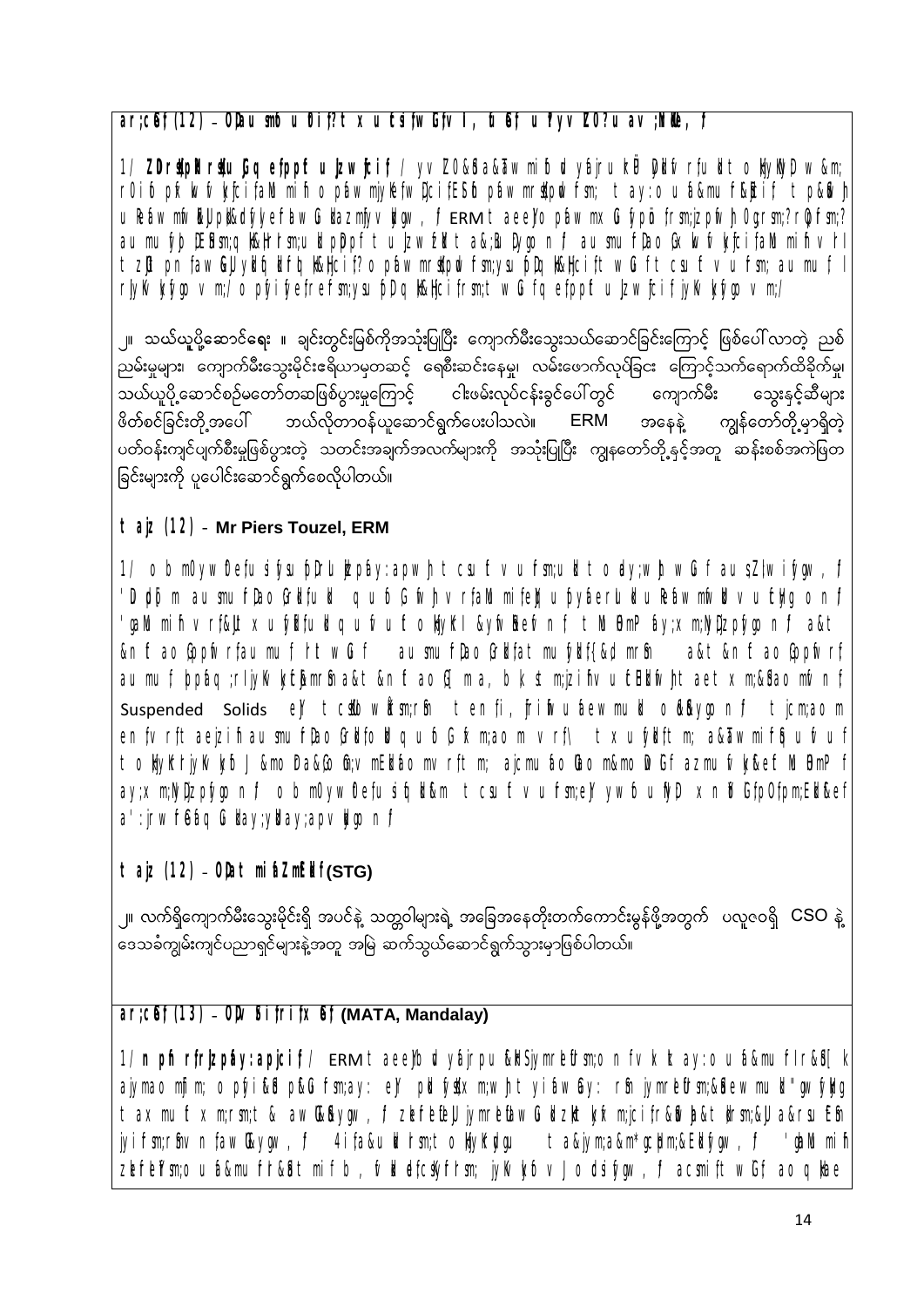ar;cGef;(12) – OD;aumsmbu Dif?txuf;EsfwGefvI, fuGef;ufyv ZO?uav;NiMe, f

1/ **ZDrs&pMrsu Gq efppfu Jzwfcif** / yvZO&Sa&Taw mif bl yáj ru kÜ DyMf rfuMt o kyKyDw&m; rOif pfkwfv kycifaMmifi opfaw mjyKe fwDciflESb pfaw mrs&pw ud fsm; tay:ouf a&mufMcif tp&Sm) u Refaw mfvKkJpMcdfjyefaw GudazmfyvkJgw, f ERM taeeJ o pfaw mx Gufypo frsm;zpfvfm)0grsm;?rGyfsm;? aumufyo DE&sm;qkMq Hrsm;u kdpDppftuJzwfzMt a&;BuDygon f aumsmufDao Gxwfv kycifaMmifiv rI tzUt pn faw GUyMfjkdfq kMq Hcif?opfaw mrs&pwfsm;ysufpD q kMq Hcif;t wGuft csuf v ufsm; aumuf l rlyKv kyf go v m;/ o pfyifyefrefsm;ysufpDq kMq Hcifrsm;t wGuf q efppfuJzwfcif jyKv kyf go v m;/

၂။ သယ်ယူပို့ဆောင်ရေး ။ ချင်းတွင်းမြစ်ကိုအသုံးပြုပြီး ကျောက်မီးသွေးသယ်ဆောင်ခြင်းကြောင့် ဖြစ်ပေါ်လာတဲ့ ညစ်ညမ်းမှုများ၊ ကျောက်မီးသွေးမိုင်းဧရိယာမှတဆင့် ရေစီးဆင်းနေမှု၊ လမ်းဖောက်လုပ်ခြင်း ကြောင့်သက်ရောက်ထိခိုက်မှု၊ သယ်ယူပို့ဆောင်စဉ်မတော်တဆဖြစ်ပွားမှုကြောင့် ငါးဖမ်းလုပ်ငန်းခွင်ပေါ်တွင် ကျောက်မီး သွေးနှင့်ဆီများ ဖိတ်စင်ခြင်းတို့အပေါ် ဘယ်လိုတာဝန်ယူဆောင်ရွက်ပေးပါသလဲ။ ERM အနေနဲ့ ကျွန်တော်တို့မှာရှိတဲ့ ပတ်ဝန်းကျင်ပျက်စီးမှုဖြစ်ပွားတဲ့ သတင်းအချက်အလက်များကို အသုံးပြုပြီး ကျွန်တော်တို့နှင့်အတူ ဆန်းစစ်အကဲဖြတ ခြင်းများကို ပူပေါင်းဆောင်ရွက်စေလိုပါတယ်။

**taj z (12) - Mr Piers Touzel, ERM**

1/ o bm0yw f0efusifysu fpD rI u kdpfay:apw) t csuf v ufsm;u kd t o ky;w) w Guf aus Zl;wifygw, f 'DpD p m aumsmuf Dao Gr kdfuMd quf o Gfwh v rf aMmifef JukpyfaerLkdu Refaw mfvkdv uf kyf go n f 'gaMmifi v rf&Jt xuf yfkfuMd quf v uf t o kyKfl &yfvSnfeifnf tMuHPmPf ay;xm;NyDzpfygon f a&t &nf t ao GppfvrfaumufrIt wGuf aumsmufDao GrkdfatmufyMkd{&d mrSm a&t &nf t ao GppfvrfaumufjppfqrlyKv kyfEpmrSma&t &nf t ao GE ma, b k;t m;jzifv uEPdfwh taet xm;&Sao mfvn f Suspended Solids ey tcs&b wfsm;rSm tenfi, fjrifvufaewmuMd ok&SyygonfJ tjcm;aom enf v rf t aejzifaumsmufDao GrkdfoMd quf o Gfxm;aom v rf\ t xufyfkdf t m; a&Taw mif&Juf v uf t o kyKfrjyKv kyf J &mo Da&Go Gfm;v mEkdfao mv rf t m; ajcmuf ao Goo m&mo D rGf azmufvky&ef tMuHPmPf ay;xm;NyDzpfygon f obm0yw f0efusifj kd&m tcsuf v ufsm;eJyw f ouf Nyd xn fG fpOfpm;Ek&ef a':jrwf6&aq G;kday;yka ay;apv kjygon f

**taj z (12) – OD;at mifaZmfEkdf (STG)**

၂။ လက်ရှိကျောက်မီးသွေးမိုင်းရှိ အပင်နဲ့ သတ္တဝါများရဲ့ အခြေအနေတိုးတက်ကောင်းမွန်ဖို့အတွက် ပလူ၀ရှိ CSO နဲ့ ဒေသခံကျွမ်းကျင်ပညာရှင်များနဲ့အတူ အမြဲ ဆက်သွယ်ဆောင်ရွက်သွားမှာဖြစ်ပါတယ်။

**ar;cGef;(13) – OD;Ni f;jrifx Gef (MATA, Mandalay)**

1/ **n pfn rfrIzpfay:apjcif** / ERM taee J b ud yáj rpu &MSjymrEdfsm;on f v k k ay:ou f a&muf I r&Sd [ k ajymao mfim; o pfyi&Sd p&Gfsm;ay: eJ pkdfyfxm;wh t yifaw Gay: rSm jymrEdfsm;&Sdeaw mufMd "gwfyk g taxmufxm;rsm;t & awGUxygw, f zkefrEUJ jymrEdfaw GukdzktyfxMm;cifr&Sdb)t &tdrsm;&J a&rsuESm jyifsm;rSmv n faw GUxygw, f 4 ifa&uk d rsm;t o kyKf gu ta&jym;a&m*gcpfm;&EkdfygwJ, f 'gaMmifi zkefrEJ rsm;ou f a&muf rI r&Sdt mif b , fv kd efcsKyfrsm; jyKv kyf v Jo d sifygw, f acsmiftwGf aoqke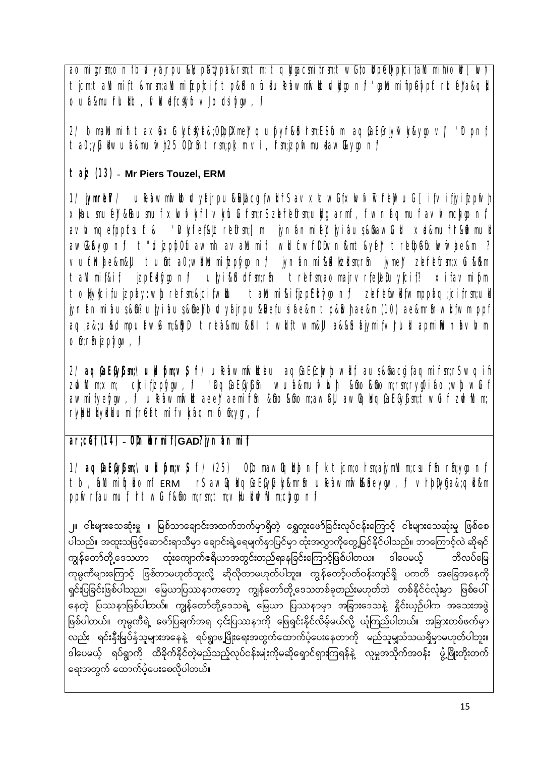ao mi grsm;on fb ud yÓrjpu &xd pGwfyp&rsm;t m; tq ¥ /ygcsmifrsm;t wGuf ododpGwfypfcif;t aMumif;(owif;[l wJh t jcm;t aMumif;t &mrsm;aMumifhjzpfcif;t p&So n fuaom Reáawmfwdkh ud ywfoufí 'gaMumifh pGefypf rdu dfí/a&qd k ou f &mu f u kd b , f v kd ef cS yf ó v J o d ci f y g w , f

2/ b maMumifh t ax G t xG kyfcS yf & ;0 ç D Xmeí/ q u pyf &dS rsm;ESifh aq G aEG;yiKf ï/ &ygo v J / 'Dpnf t a0 ;yG kd w u f &mu f vdk h 25 0 D rS; h t rsm;pk ( mvl , f rsm;jzpf vmu kd aw G & ygo n f

**taiz (13) - Mr Piers Touzel, ERM**

1/ **jymeS f /** u Reáawmfwdkh ud yÓrjpu &xd acgif;wuf Sf ax x k wGfx kwf vk dfeí/ u G [ if vif yi f jzpf vh xkd au smu f eí/ &dS au smu f x kwf vkyf vkyf u G f rsm;r Szkef eS f rsm;u kd g armf , f wn f aq mu f av h mcJ h ygo n f av h m q ef pp f csu f & 'D k y f ef &J t reEf rsm; [m jyn f an mi f eí/ jyi f au s & dS aw G &d S x ef &mu f r &Sd mu kd awG &Sd &ygo n f t " u d jzpf p D 0 f awmh av aMumif; wdkh f ew f D D w n f &m t & yf eí/ t reEf pS f u G f wkvfvhpe &m ? vuf w Jh pe &m&J / tu f t a0;wdkh aMumifh jzpf ygo n f jyn f an mi f &d S f kd kd rsm;rS f jymeí/ zkef eS f rsm;x G f &S f &m taMumif & i f jzpf &dS f ygo n f ul yi f &dS f d rsm;rS f t reEf rsm;aomajrv r ef & JeD uy f cif? x i f av mi f pm t o kd ykyf ci f u jzpf ay:wJh reEf rsm;&jcif wkd t aMumif & i f jzpf &dS f ygo n f zkef eS f wkd f wmppf aq ;jcif rsm;u kd jyn f an mi f au s & dS ? ul yi f au s & dS eí/ b ud yÓrjpu &d S ef ue f &m t p& Sd h pe &m (10) ae &mrS f wdk f wm ppf aq ;a&;u kd d mpu f aw G m;&S f D t reEf &mu f &dS f t wkd ft wm &J a&&S f ajymif v f ykd apmif M n f av h m o G f rS f jzpf ygw , f

2/ **aq G aE G ; j c i f rs m ; \ u k d p m ; v S y f /** u Reáawmfwdkh e u aq G aE G ; j c i f ; w k d f au s&dS acgif aq mif rsm;rSwq i f zu d f M m;x m; cJ h cif jzpf ygw , f 'Dq G aE G ; j c i f w u f &mu f w kd h &d S o &d S o m;rsm;ryg0 i f o ;wJh wG f awmif yef ygw , f u Reáawmfwdk ae eí/ ae mif rS f &d S o &d S o m;aw G &J awG t k q G aE G ; j c i f rsm;t wG f zu d f M m; rJ y k d d kd y kd d kd u mif rS f @ t mif v kyf aq mi f o G f ygr , f

**ar;cGef; (14) - 0 D D kd mif (GAD ? jyn f an mif)**

1/ **aq G aE G ; j c i f rs m ; \ u k d p m ; v S y f /** (25) 0 D D maw G u kd h n f k t jcm;o rsm;ajymMu m;csuf rS f rS ;ygo n f t b , f aMumif h kd o mf ERM rSawG u kd h q G aE G ; j c i f &mrS f u Reáawmfwdk &d S eygw , f v r h p D y g a&;q kd &m ppf w r f au mu f r t wG f &d S o m;rsm;t m;v kd u kd zu d f M m;cJ h ygo n f

၂။ ငါးများသေဆုံးမှု ။ မြစ်သာချောင်းအထက်ဘက်မှာရှိတဲ့ ရွှေတူးဖော်ခြင်းလုပ်ငန်းကြောင့် ငါးများသေဆုံးမှု ဖြစ်စေပါသည်။ အထူးသဖြင့်ဆောင်းရာသီမှာ ချောင်းရဲ့ရေမျက်နှာပြင်မှာ ထုံးအလွှာကိုတွေ့မြင်နိုင်ပါသည်။ ဘာကြောင့်လဲ ဆိုရင် ကျွန်တော်တို့ဒေသဟာ ထုံးကျောက်ရေိယာအတွင်းတည်ရှနေခြင်းကြောင့်ဖြစ်ပါတယ်။ ဒါပေမယ့် ဘိလပ်မြေ ကုမ္ပဏီများကြောင့် ဖြစ်တာမဟုတ်ဘူးလို့ ဆိုလိုတာမဟုတ်ပါဘူး။ ကျွန်တော့်ပတ်ဝန်းကျင်ရှိ ပကတိ အခြေအနေကို ရှင်းပြခြင်းဖြစ်ပါသည်။ မြေယာပြဿနာကတော့ ကျွန်တော်တို့ဒေသတစ်ခုတည်းမဟုတ်ဘဲ တစ်နိုင်ငံလုံးမှာ ဖြစ်ပေါ်နေတဲ့ ပြဿနာဖြစ်ပါတယ်။ ကျွန်တော်တို့ဒေသရဲ့ မြေယာ ပြဿနာမှာ အခြားဒေသနဲ့ နှိုင်းယှဉ်ပါက အသေးအဖွဲ ဖြစ်ပါတယ်။ ကုမ္ပဏီရဲ့ ဖော်ပြချက်အရ ၄င်းပြဿနာကို ဖြေရှင်းနိုင်လိမ့်မယ်လို့ ယုံကြည်ပါတယ်။ အခြားတစ်ဖက်မှာလည်း ရင်းနှီးမြှပ်နှံသူများအနေနဲ့ ရပ်ရွာဖွံ့ဖြိုးရေးအတွက်ထောက်ပံ့ပေးနေတာကို မည်သူမျှသံသယရှိမှာမဟုတ်ပါဘူး။ ဒါပေမယ့် ရပ်ရွာကို ထိခိုက်နိုင်တဲ့မည်သည့်လုပ်ငန်းမျိုးကိုမဆိုရှောင်ရှားကြရန်နဲ့ လူမှုအသိုက်အဝန်း ဖွံ့ဖြိုးတိုးတက်ရေးအတွက် ထောက်ပံ့ပေးစေလိုပါတယ်။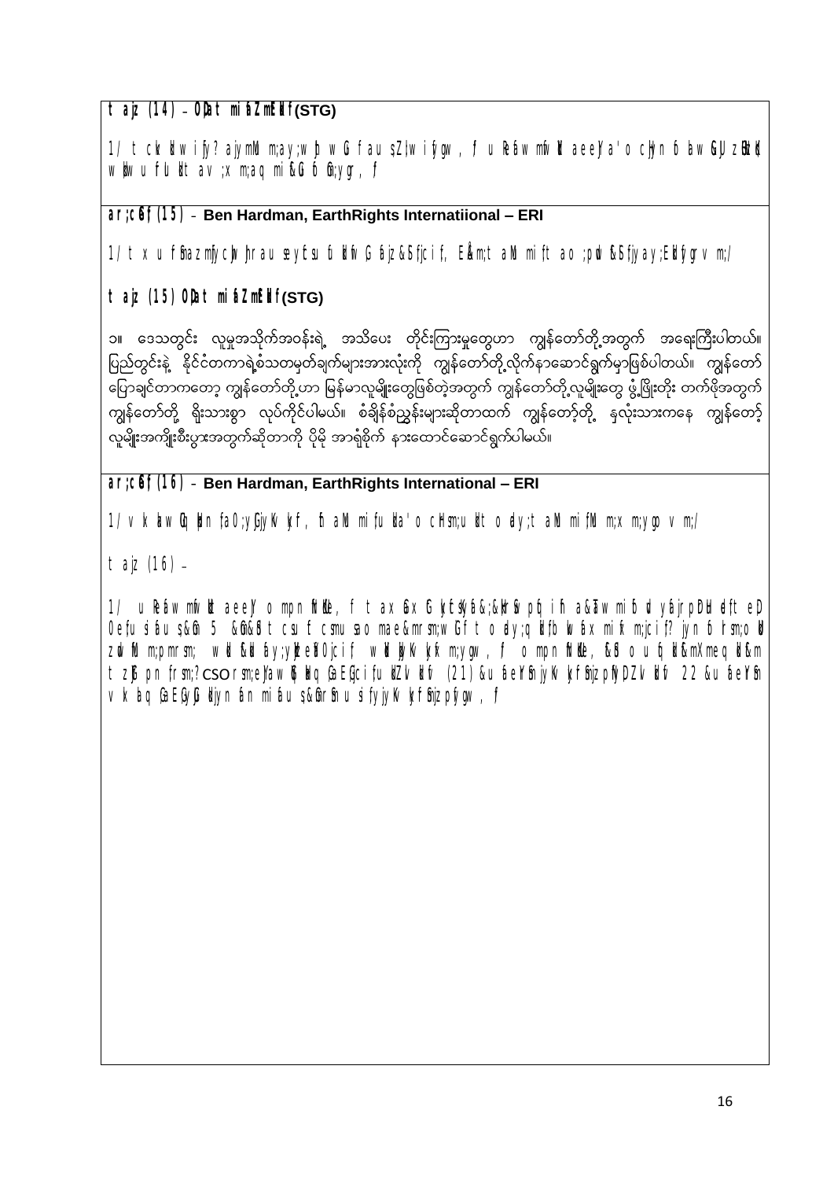**t ajz (14) - OD&at mifaZmEDlf(STG)**

1/ t ckudw ify? ajymUm;ay;w ph w G;f au s Z;w ify gw , f u Ref aw mfw dk aeeYa'o cH ;n f o ha w G;U ;zD;uk d w ftw u f Ul dt av ;xm;aq mi f&G uf o f m;ygr , f

**ar;cGef;(15) - Ben Hardman, EarthRights Internatiional – ERI**

1/ t x u f&Sifazmfjycsu f;rau se ytsuf u d k fwif G;aj z&Sif;jcif;, ERd m;t aMumi f;t ao ;pd w f&Sif;jyay;Edkifygrv m;/

**t ajz (15) OD&at mifaZmEDlf(STG)**

၁။ ဒေသတွင်း လူမှုအသိုက်အဝန်းရဲ့ အသိပေး တိုင်ကြားမှုတွေဟာ ကျွန်တော်တို့အတွက် အရေးကြီးပါတယ်။ ပြည်တွင်းနဲ့ နိုင်ငံတကာရဲ့စံသတမှတ်ချက်များအားလုံးကို ကျွန်တော်တို့လိုက်နာဆောင်ရွက်မှာဖြစ်ပါတယ်။ ကျွန်တော် ပြောချင်တာကတော့ ကျွန်တော်တို့ဟာ မြန်မာလူမျိုးတွေဖြစ်တဲ့အတွက် ကျွန်တော်တို့လူမျိုးတွေ ဖွံ့ဖြိုးတိုး တက်ဖို့အတွက် ကျွန်တော်တို့ ရိုးသားစွာ လုပ်ကိုင်ပါမယ်။ စံချိန်စံညွှန်းများဆိုတာထက် ကျွန်တော့်တို့ နှလုံးသားကနေ ကျွန်တော့် လူမျိုးအကျိုးစီးပွားအတွက်ဆိုတာကို ပိုမို အာရုံစိုက် နားထောင်ဆောင်ရွက်ပါမယ်။

**ar;cGef;(16) - Ben Hardman, EarthRights International – ERI**

1/ v k ha w Gu dk;n f a0;yGJyKv kyf , f o aMumi f u d k a'o cHm;u dk t o d ay ;t aMumi f;Mum;xm;ygo v m;/

t ajz (16) -

1/ u Ref aw mfw dk aeeY o mpn f ha ulE , f t ax G;x G; k ytsKyfa&;&Hk;f Ep f ; d ih f a&;aw mif o d k ya&jrpf&Hk;ef;t eD 0e f;u si f a us &G m 5 &G m&S i f t csuf csmu sao mae&mrsm;w G f t o d ay ;q G d kf o b w f ax mif b m;jcif? jyn f o l rsm;o d k zd w f Mum;pmrsm; w dk f&d k f a y ;yjc eY 0 jcif w dk f jyKv kyf cm;ygw , f o mpn fh a ulE, &G So u f q dk f&m Xmeq dk f&m t zJG pn f rsm;? CSO rsm;e Ya w G q Hk q G;aE G;jcif u dk Zv dk f v (21) &u f aeYrS jyKv kyf chzpfNyD Zv dk f v 22 &u f aeYrS vk ha q G;aE G;yGJ u dk jyn f a;n mif a u s &G m rS u sif jy jyKv kyf chzpfygw , f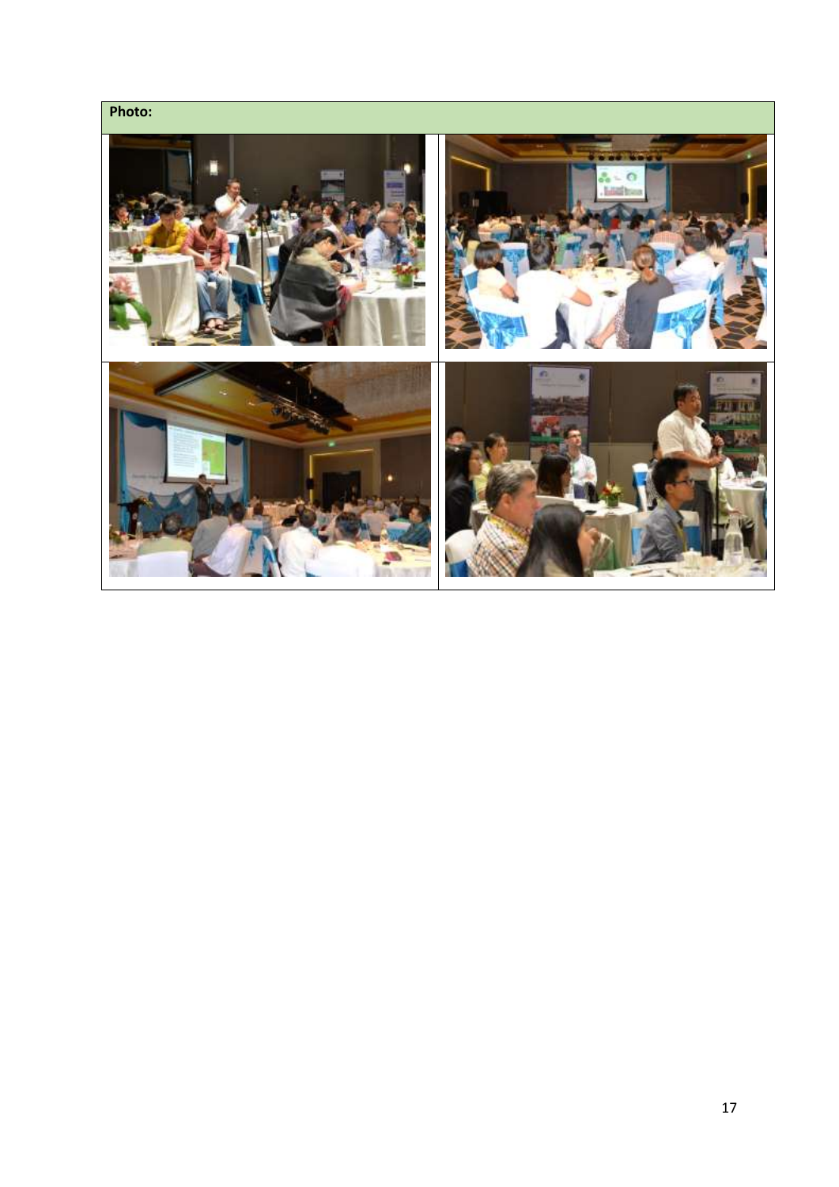**Photo:**